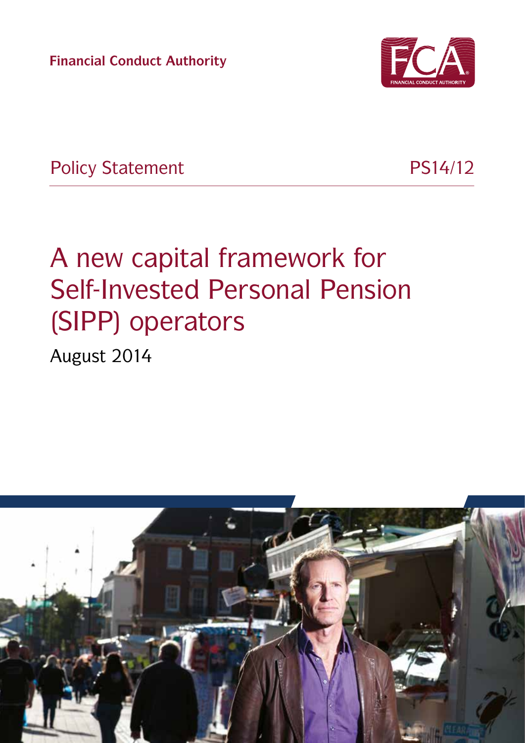Financial Conduct Authority

Policy Statement PS14/12

# A new capital framework for Self-Invested Personal Pension (SIPP) operators

August 2014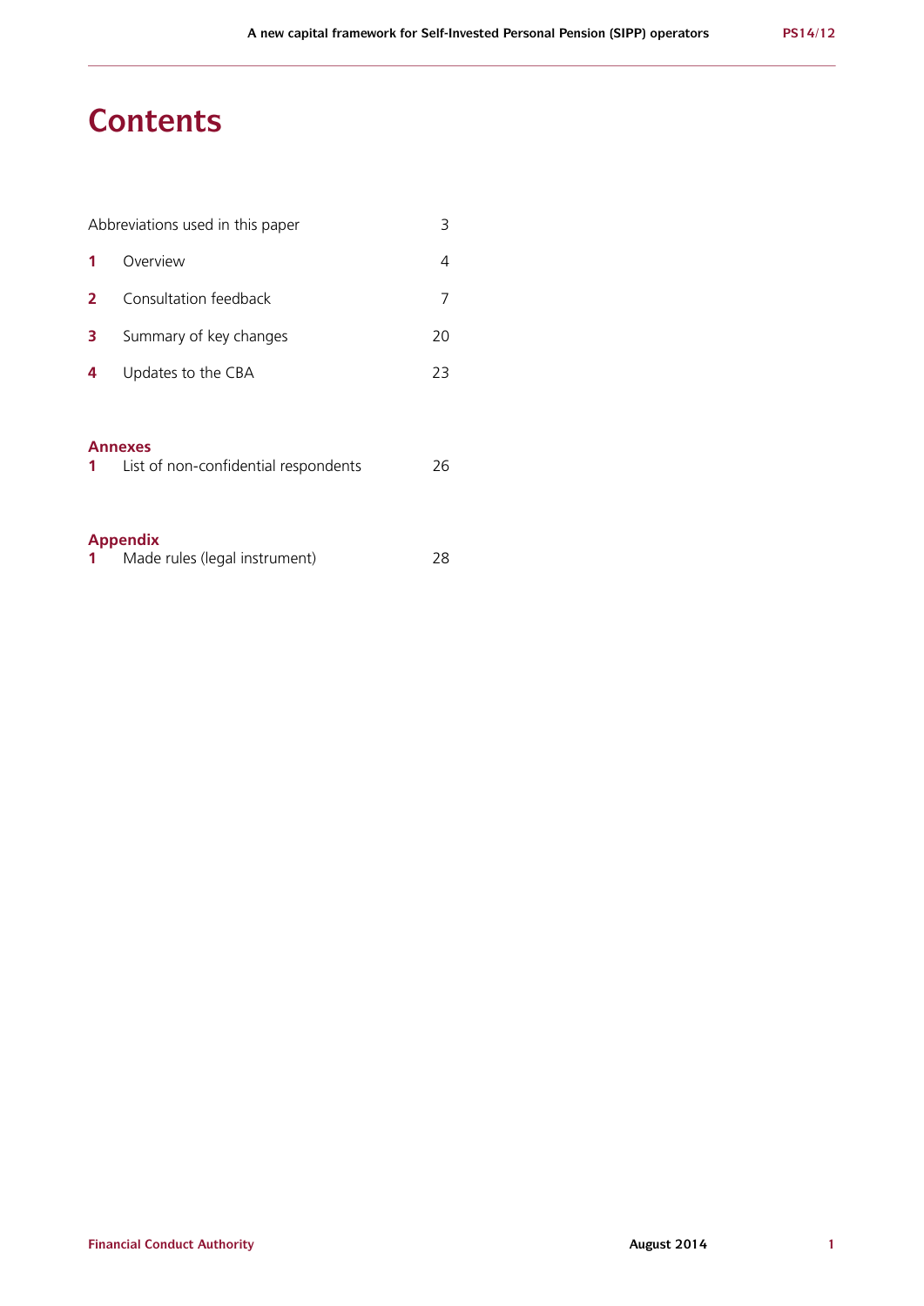# Contents

| | | |
|---|---|---|
| Abbreviations used in this paper | | 3 |
| **1** | Overview | 4 |
| **2** | Consultation feedback | 7 |
| **3** | Summary of key changes | 20 |
| **4** | Updates to the CBA | 23 |

## Annexes

| | | |
|---|---|---|
| **1** | List of non-confidential respondents | 26 |

## Appendix

| | | |
|---|---|---|
| **1** | Made rules (legal instrument) | 28 |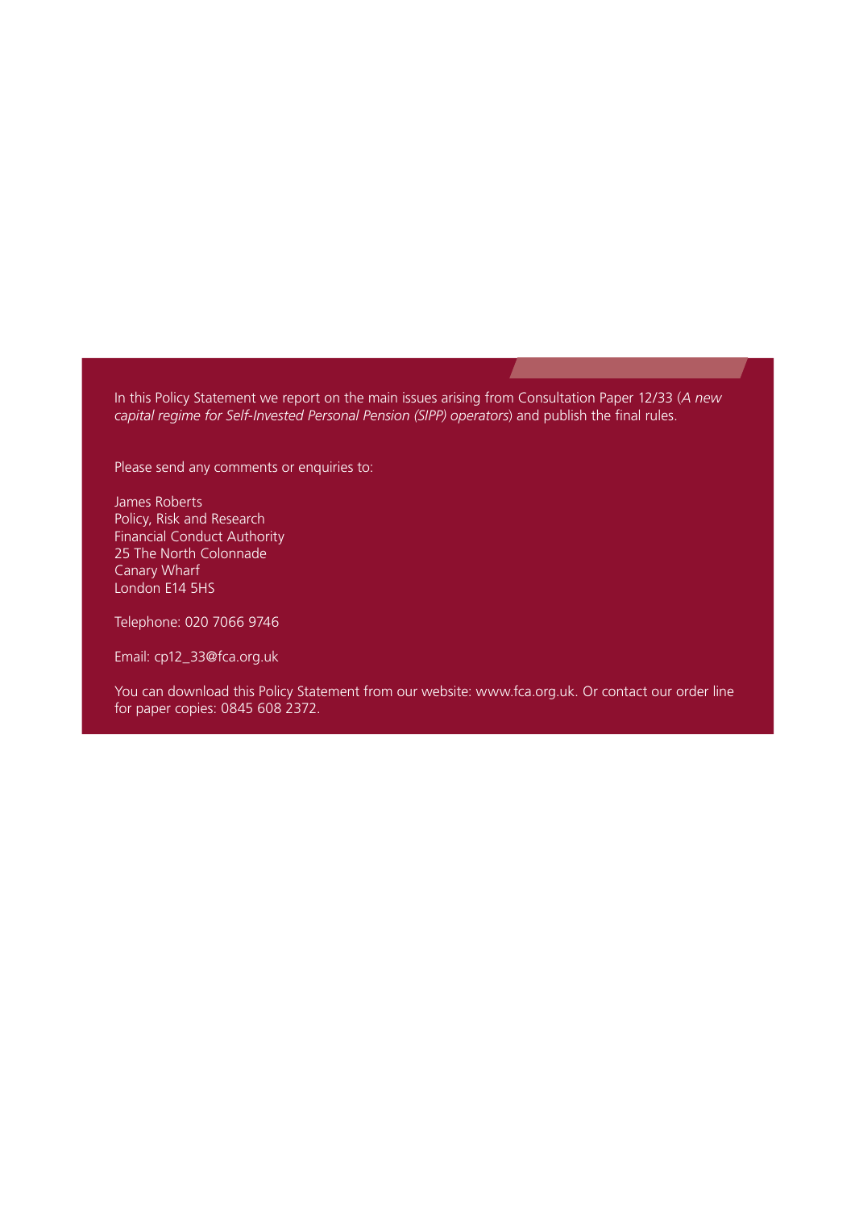In this Policy Statement we report on the main issues arising from Consultation Paper 12/33 (*A new capital regime for Self-Invested Personal Pension (SIPP) operators*) and publish the final rules.

Please send any comments or enquiries to:

James Roberts
Policy, Risk and Research
Financial Conduct Authority
25 The North Colonnade
Canary Wharf
London E14 5HS

Telephone: 020 7066 9746

Email: cp12_33@fca.org.uk

You can download this Policy Statement from our website: www.fca.org.uk. Or contact our order line for paper copies: 0845 608 2372.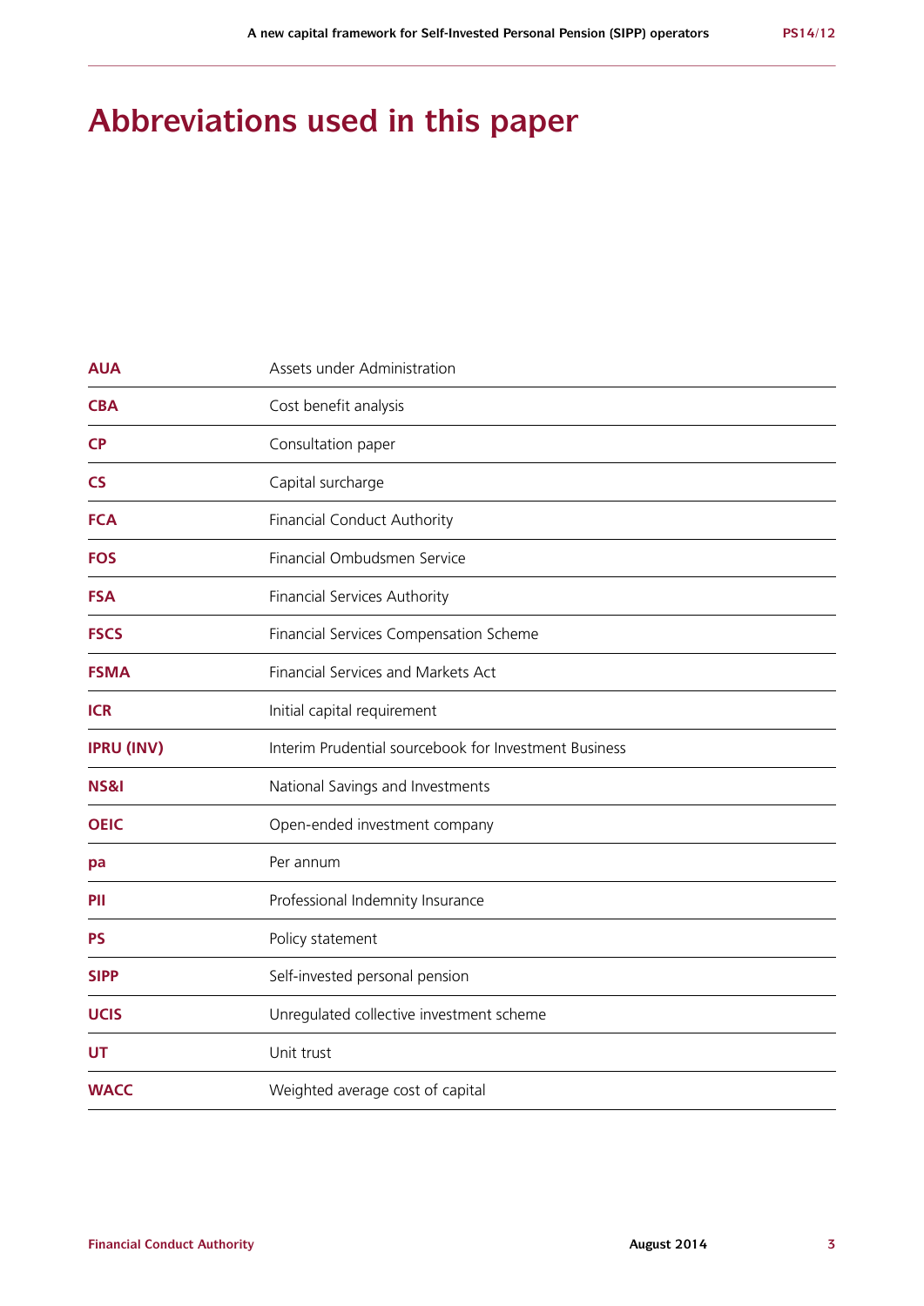# Abbreviations used in this paper

| | |
|---|---|
| **AUA** | Assets under Administration |
| **CBA** | Cost benefit analysis |
| **CP** | Consultation paper |
| **CS** | Capital surcharge |
| **FCA** | Financial Conduct Authority |
| **FOS** | Financial Ombudsmen Service |
| **FSA** | Financial Services Authority |
| **FSCS** | Financial Services Compensation Scheme |
| **FSMA** | Financial Services and Markets Act |
| **ICR** | Initial capital requirement |
| **IPRU (INV)** | Interim Prudential sourcebook for Investment Business |
| **NS&I** | National Savings and Investments |
| **OEIC** | Open-ended investment company |
| **pa** | Per annum |
| **PII** | Professional Indemnity Insurance |
| **PS** | Policy statement |
| **SIPP** | Self-invested personal pension |
| **UCIS** | Unregulated collective investment scheme |
| **UT** | Unit trust |
| **WACC** | Weighted average cost of capital |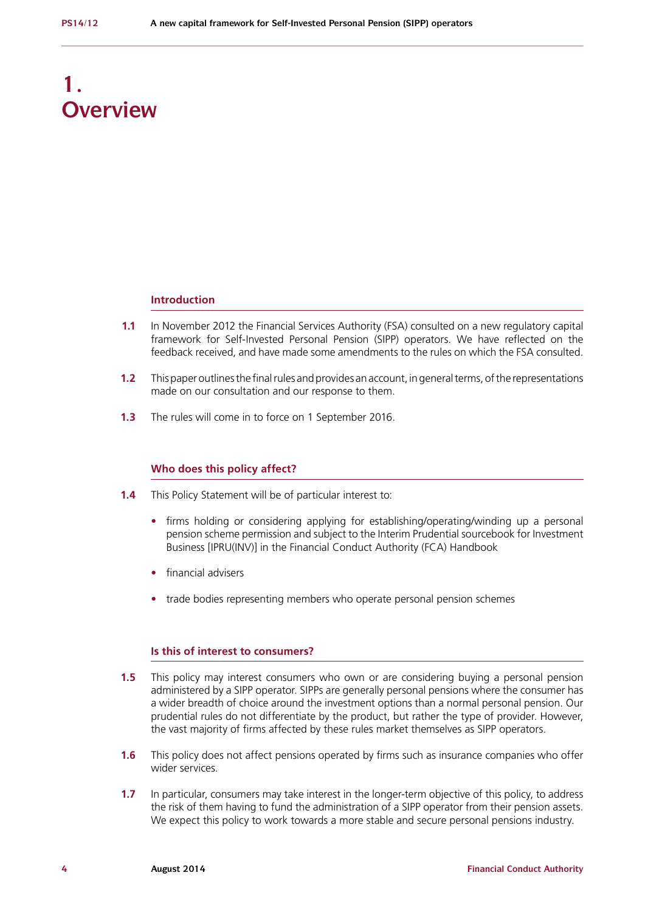# 1. Overview

## Introduction

**1.1** In November 2012 the Financial Services Authority (FSA) consulted on a new regulatory capital framework for Self-Invested Personal Pension (SIPP) operators. We have reflected on the feedback received, and have made some amendments to the rules on which the FSA consulted.

**1.2** This paper outlines the final rules and provides an account, in general terms, of the representations made on our consultation and our response to them.

**1.3** The rules will come in to force on 1 September 2016.

## Who does this policy affect?

**1.4** This Policy Statement will be of particular interest to:

- firms holding or considering applying for establishing/operating/winding up a personal pension scheme permission and subject to the Interim Prudential sourcebook for Investment Business [IPRU(INV)] in the Financial Conduct Authority (FCA) Handbook
- financial advisers
- trade bodies representing members who operate personal pension schemes

## Is this of interest to consumers?

**1.5** This policy may interest consumers who own or are considering buying a personal pension administered by a SIPP operator. SIPPs are generally personal pensions where the consumer has a wider breadth of choice around the investment options than a normal personal pension. Our prudential rules do not differentiate by the product, but rather the type of provider. However, the vast majority of firms affected by these rules market themselves as SIPP operators.

**1.6** This policy does not affect pensions operated by firms such as insurance companies who offer wider services.

**1.7** In particular, consumers may take interest in the longer-term objective of this policy, to address the risk of them having to fund the administration of a SIPP operator from their pension assets. We expect this policy to work towards a more stable and secure personal pensions industry.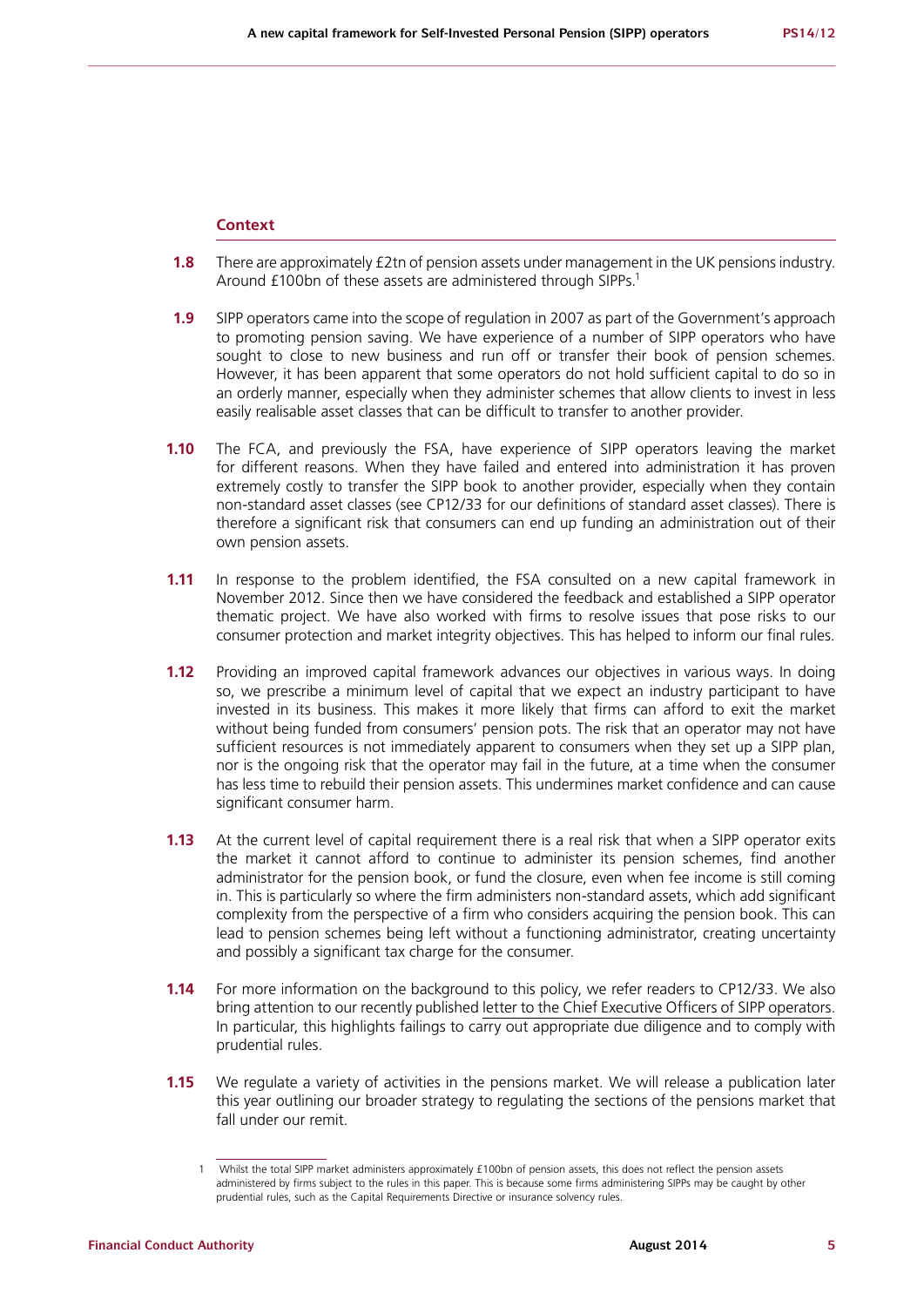### Context

**1.8** There are approximately £2tn of pension assets under management in the UK pensions industry. Around £100bn of these assets are administered through SIPPs.[1]

**1.9** SIPP operators came into the scope of regulation in 2007 as part of the Government's approach to promoting pension saving. We have experience of a number of SIPP operators who have sought to close to new business and run off or transfer their book of pension schemes. However, it has been apparent that some operators do not hold sufficient capital to do so in an orderly manner, especially when they administer schemes that allow clients to invest in less easily realisable asset classes that can be difficult to transfer to another provider.

**1.10** The FCA, and previously the FSA, have experience of SIPP operators leaving the market for different reasons. When they have failed and entered into administration it has proven extremely costly to transfer the SIPP book to another provider, especially when they contain non-standard asset classes (see CP12/33 for our definitions of standard asset classes). There is therefore a significant risk that consumers can end up funding an administration out of their own pension assets.

**1.11** In response to the problem identified, the FSA consulted on a new capital framework in November 2012. Since then we have considered the feedback and established a SIPP operator thematic project. We have also worked with firms to resolve issues that pose risks to our consumer protection and market integrity objectives. This has helped to inform our final rules.

**1.12** Providing an improved capital framework advances our objectives in various ways. In doing so, we prescribe a minimum level of capital that we expect an industry participant to have invested in its business. This makes it more likely that firms can afford to exit the market without being funded from consumers' pension pots. The risk that an operator may not have sufficient resources is not immediately apparent to consumers when they set up a SIPP plan, nor is the ongoing risk that the operator may fail in the future, at a time when the consumer has less time to rebuild their pension assets. This undermines market confidence and can cause significant consumer harm.

**1.13** At the current level of capital requirement there is a real risk that when a SIPP operator exits the market it cannot afford to continue to administer its pension schemes, find another administrator for the pension book, or fund the closure, even when fee income is still coming in. This is particularly so where the firm administers non-standard assets, which add significant complexity from the perspective of a firm who considers acquiring the pension book. This can lead to pension schemes being left without a functioning administrator, creating uncertainty and possibly a significant tax charge for the consumer.

**1.14** For more information on the background to this policy, we refer readers to CP12/33. We also bring attention to our recently published letter to the Chief Executive Officers of SIPP operators. In particular, this highlights failings to carry out appropriate due diligence and to comply with prudential rules.

**1.15** We regulate a variety of activities in the pensions market. We will release a publication later this year outlining our broader strategy to regulating the sections of the pensions market that fall under our remit.

---

1 Whilst the total SIPP market administers approximately £100bn of pension assets, this does not reflect the pension assets administered by firms subject to the rules in this paper. This is because some firms administering SIPPs may be caught by other prudential rules, such as the Capital Requirements Directive or insurance solvency rules.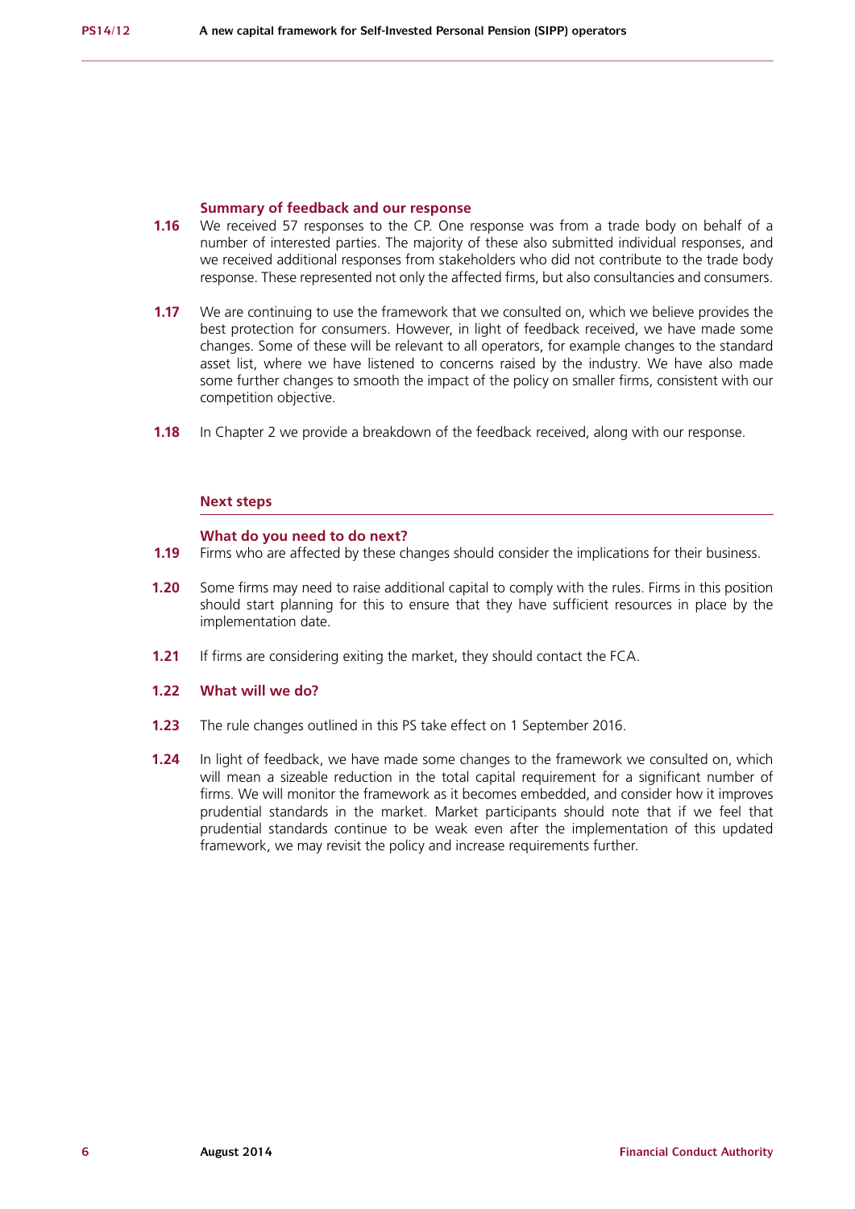### Summary of feedback and our response

**1.16** We received 57 responses to the CP. One response was from a trade body on behalf of a number of interested parties. The majority of these also submitted individual responses, and we received additional responses from stakeholders who did not contribute to the trade body response. These represented not only the affected firms, but also consultancies and consumers.

**1.17** We are continuing to use the framework that we consulted on, which we believe provides the best protection for consumers. However, in light of feedback received, we have made some changes. Some of these will be relevant to all operators, for example changes to the standard asset list, where we have listened to concerns raised by the industry. We have also made some further changes to smooth the impact of the policy on smaller firms, consistent with our competition objective.

**1.18** In Chapter 2 we provide a breakdown of the feedback received, along with our response.

## Next steps

### What do you need to do next?

**1.19** Firms who are affected by these changes should consider the implications for their business.

**1.20** Some firms may need to raise additional capital to comply with the rules. Firms in this position should start planning for this to ensure that they have sufficient resources in place by the implementation date.

**1.21** If firms are considering exiting the market, they should contact the FCA.

### 1.22 What will we do?

**1.23** The rule changes outlined in this PS take effect on 1 September 2016.

**1.24** In light of feedback, we have made some changes to the framework we consulted on, which will mean a sizeable reduction in the total capital requirement for a significant number of firms. We will monitor the framework as it becomes embedded, and consider how it improves prudential standards in the market. Market participants should note that if we feel that prudential standards continue to be weak even after the implementation of this updated framework, we may revisit the policy and increase requirements further.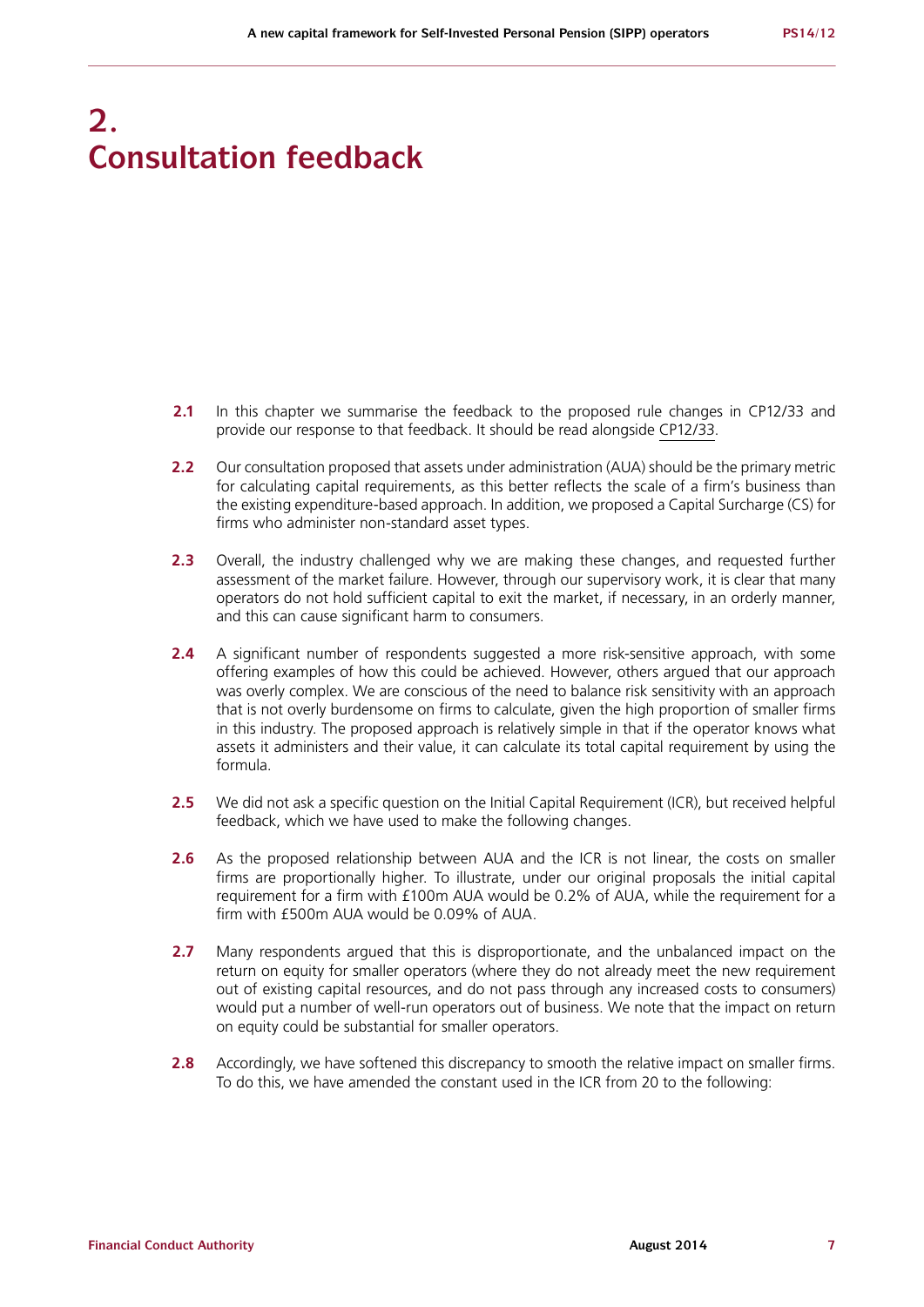# 2. Consultation feedback

**2.1** In this chapter we summarise the feedback to the proposed rule changes in CP12/33 and provide our response to that feedback. It should be read alongside CP12/33.

**2.2** Our consultation proposed that assets under administration (AUA) should be the primary metric for calculating capital requirements, as this better reflects the scale of a firm's business than the existing expenditure-based approach. In addition, we proposed a Capital Surcharge (CS) for firms who administer non-standard asset types.

**2.3** Overall, the industry challenged why we are making these changes, and requested further assessment of the market failure. However, through our supervisory work, it is clear that many operators do not hold sufficient capital to exit the market, if necessary, in an orderly manner, and this can cause significant harm to consumers.

**2.4** A significant number of respondents suggested a more risk-sensitive approach, with some offering examples of how this could be achieved. However, others argued that our approach was overly complex. We are conscious of the need to balance risk sensitivity with an approach that is not overly burdensome on firms to calculate, given the high proportion of smaller firms in this industry. The proposed approach is relatively simple in that if the operator knows what assets it administers and their value, it can calculate its total capital requirement by using the formula.

**2.5** We did not ask a specific question on the Initial Capital Requirement (ICR), but received helpful feedback, which we have used to make the following changes.

**2.6** As the proposed relationship between AUA and the ICR is not linear, the costs on smaller firms are proportionally higher. To illustrate, under our original proposals the initial capital requirement for a firm with £100m AUA would be 0.2% of AUA, while the requirement for a firm with £500m AUA would be 0.09% of AUA.

**2.7** Many respondents argued that this is disproportionate, and the unbalanced impact on the return on equity for smaller operators (where they do not already meet the new requirement out of existing capital resources, and do not pass through any increased costs to consumers) would put a number of well-run operators out of business. We note that the impact on return on equity could be substantial for smaller operators.

**2.8** Accordingly, we have softened this discrepancy to smooth the relative impact on smaller firms. To do this, we have amended the constant used in the ICR from 20 to the following: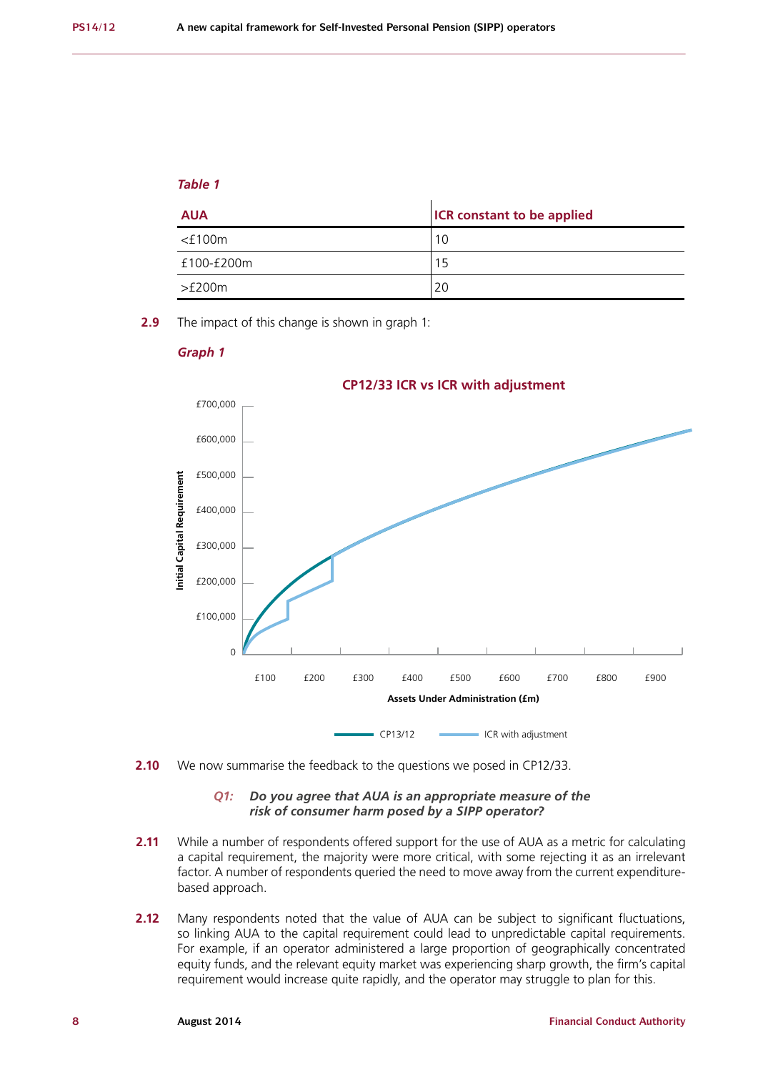*Table 1*

| AUA | ICR constant to be applied |
|---|---|
| <£100m | 10 |
| £100-£200m | 15 |
| >£200m | 20 |

**2.9** The impact of this change is shown in graph 1:

*Graph 1*

**CP12/33 ICR vs ICR with adjustment**

Initial Capital Requirement: 0, £100,000, £200,000, £300,000, £400,000, £500,000, £600,000, £700,000

Assets Under Administration (£m): £100, £200, £300, £400, £500, £600, £700, £800, £900

CP13/12 — ICR with adjustment

**2.10** We now summarise the feedback to the questions we posed in CP12/33.

> ***Q1: Do you agree that AUA is an appropriate measure of the risk of consumer harm posed by a SIPP operator?***

**2.11** While a number of respondents offered support for the use of AUA as a metric for calculating a capital requirement, the majority were more critical, with some rejecting it as an irrelevant factor. A number of respondents queried the need to move away from the current expenditure-based approach.

**2.12** Many respondents noted that the value of AUA can be subject to significant fluctuations, so linking AUA to the capital requirement could lead to unpredictable capital requirements. For example, if an operator administered a large proportion of geographically concentrated equity funds, and the relevant equity market was experiencing sharp growth, the firm's capital requirement would increase quite rapidly, and the operator may struggle to plan for this.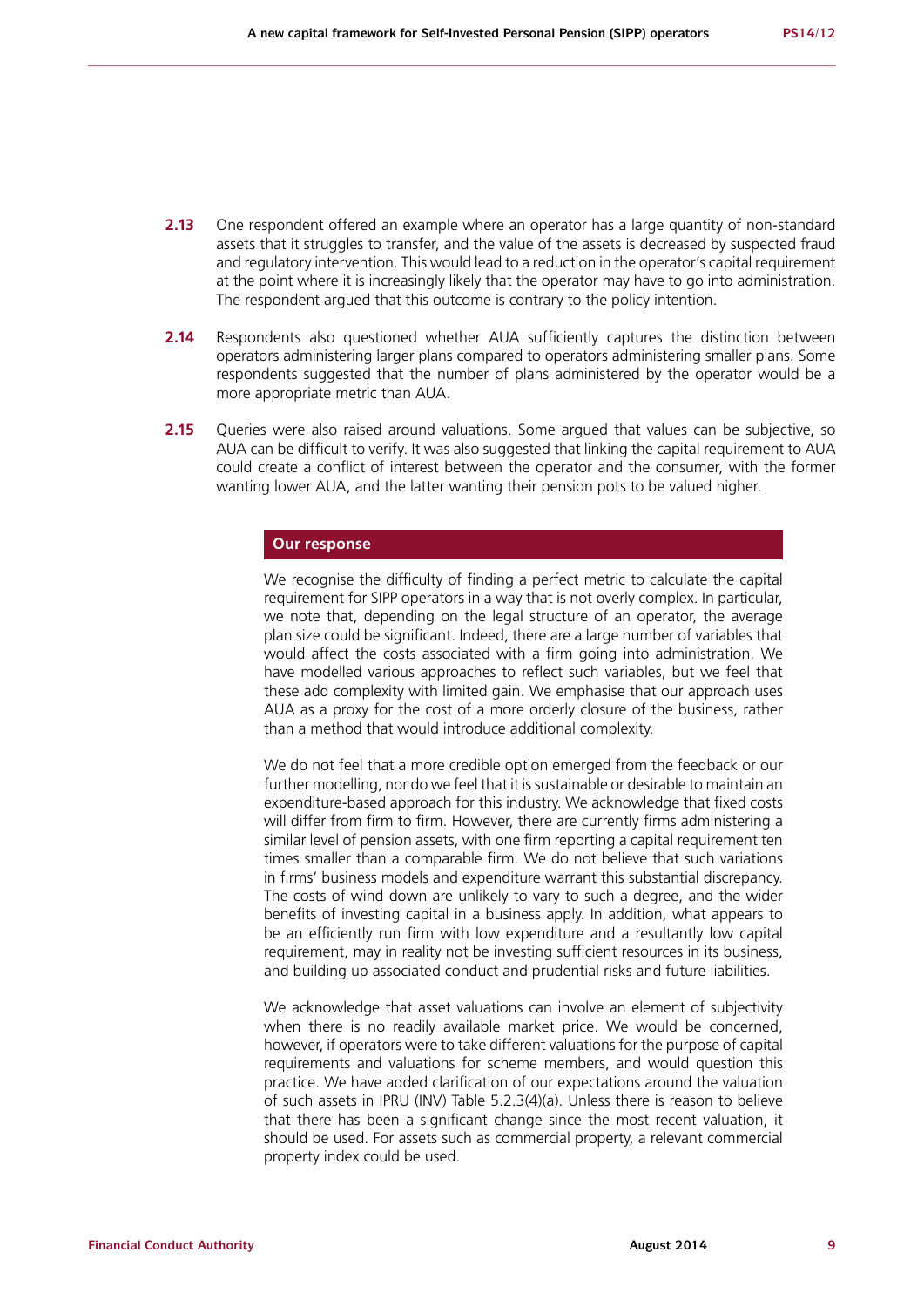**2.13** One respondent offered an example where an operator has a large quantity of non-standard assets that it struggles to transfer, and the value of the assets is decreased by suspected fraud and regulatory intervention. This would lead to a reduction in the operator's capital requirement at the point where it is increasingly likely that the operator may have to go into administration. The respondent argued that this outcome is contrary to the policy intention.

**2.14** Respondents also questioned whether AUA sufficiently captures the distinction between operators administering larger plans compared to operators administering smaller plans. Some respondents suggested that the number of plans administered by the operator would be a more appropriate metric than AUA.

**2.15** Queries were also raised around valuations. Some argued that values can be subjective, so AUA can be difficult to verify. It was also suggested that linking the capital requirement to AUA could create a conflict of interest between the operator and the consumer, with the former wanting lower AUA, and the latter wanting their pension pots to be valued higher.

**Our response**

We recognise the difficulty of finding a perfect metric to calculate the capital requirement for SIPP operators in a way that is not overly complex. In particular, we note that, depending on the legal structure of an operator, the average plan size could be significant. Indeed, there are a large number of variables that would affect the costs associated with a firm going into administration. We have modelled various approaches to reflect such variables, but we feel that these add complexity with limited gain. We emphasise that our approach uses AUA as a proxy for the cost of a more orderly closure of the business, rather than a method that would introduce additional complexity.

We do not feel that a more credible option emerged from the feedback or our further modelling, nor do we feel that it is sustainable or desirable to maintain an expenditure-based approach for this industry. We acknowledge that fixed costs will differ from firm to firm. However, there are currently firms administering a similar level of pension assets, with one firm reporting a capital requirement ten times smaller than a comparable firm. We do not believe that such variations in firms' business models and expenditure warrant this substantial discrepancy. The costs of wind down are unlikely to vary to such a degree, and the wider benefits of investing capital in a business apply. In addition, what appears to be an efficiently run firm with low expenditure and a resultantly low capital requirement, may in reality not be investing sufficient resources in its business, and building up associated conduct and prudential risks and future liabilities.

We acknowledge that asset valuations can involve an element of subjectivity when there is no readily available market price. We would be concerned, however, if operators were to take different valuations for the purpose of capital requirements and valuations for scheme members, and would question this practice. We have added clarification of our expectations around the valuation of such assets in IPRU (INV) Table 5.2.3(4)(a). Unless there is reason to believe that there has been a significant change since the most recent valuation, it should be used. For assets such as commercial property, a relevant commercial property index could be used.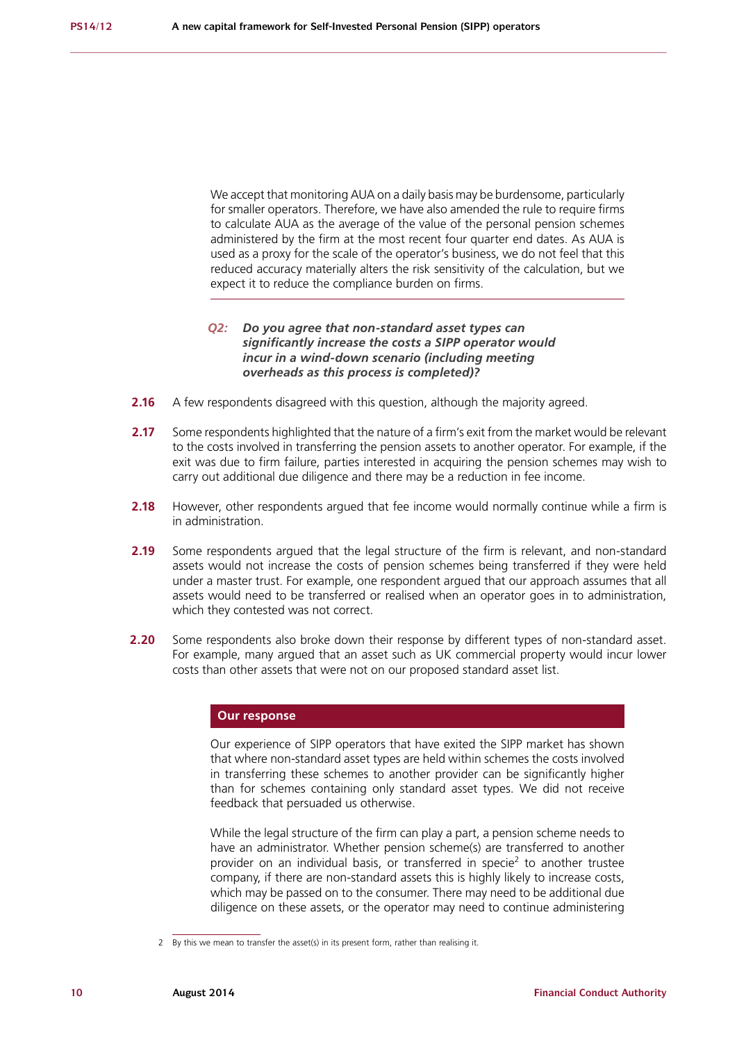We accept that monitoring AUA on a daily basis may be burdensome, particularly for smaller operators. Therefore, we have also amended the rule to require firms to calculate AUA as the average of the value of the personal pension schemes administered by the firm at the most recent four quarter end dates. As AUA is used as a proxy for the scale of the operator's business, we do not feel that this reduced accuracy materially alters the risk sensitivity of the calculation, but we expect it to reduce the compliance burden on firms.

***Q2: Do you agree that non-standard asset types can significantly increase the costs a SIPP operator would incur in a wind-down scenario (including meeting overheads as this process is completed)?***

**2.16** A few respondents disagreed with this question, although the majority agreed.

**2.17** Some respondents highlighted that the nature of a firm's exit from the market would be relevant to the costs involved in transferring the pension assets to another operator. For example, if the exit was due to firm failure, parties interested in acquiring the pension schemes may wish to carry out additional due diligence and there may be a reduction in fee income.

**2.18** However, other respondents argued that fee income would normally continue while a firm is in administration.

**2.19** Some respondents argued that the legal structure of the firm is relevant, and non-standard assets would not increase the costs of pension schemes being transferred if they were held under a master trust. For example, one respondent argued that our approach assumes that all assets would need to be transferred or realised when an operator goes in to administration, which they contested was not correct.

**2.20** Some respondents also broke down their response by different types of non-standard asset. For example, many argued that an asset such as UK commercial property would incur lower costs than other assets that were not on our proposed standard asset list.

### Our response

Our experience of SIPP operators that have exited the SIPP market has shown that where non-standard asset types are held within schemes the costs involved in transferring these schemes to another provider can be significantly higher than for schemes containing only standard asset types. We did not receive feedback that persuaded us otherwise.

While the legal structure of the firm can play a part, a pension scheme needs to have an administrator. Whether pension scheme(s) are transferred to another provider on an individual basis, or transferred in specie[2] to another trustee company, if there are non-standard assets this is highly likely to increase costs, which may be passed on to the consumer. There may need to be additional due diligence on these assets, or the operator may need to continue administering

---

2 By this we mean to transfer the asset(s) in its present form, rather than realising it.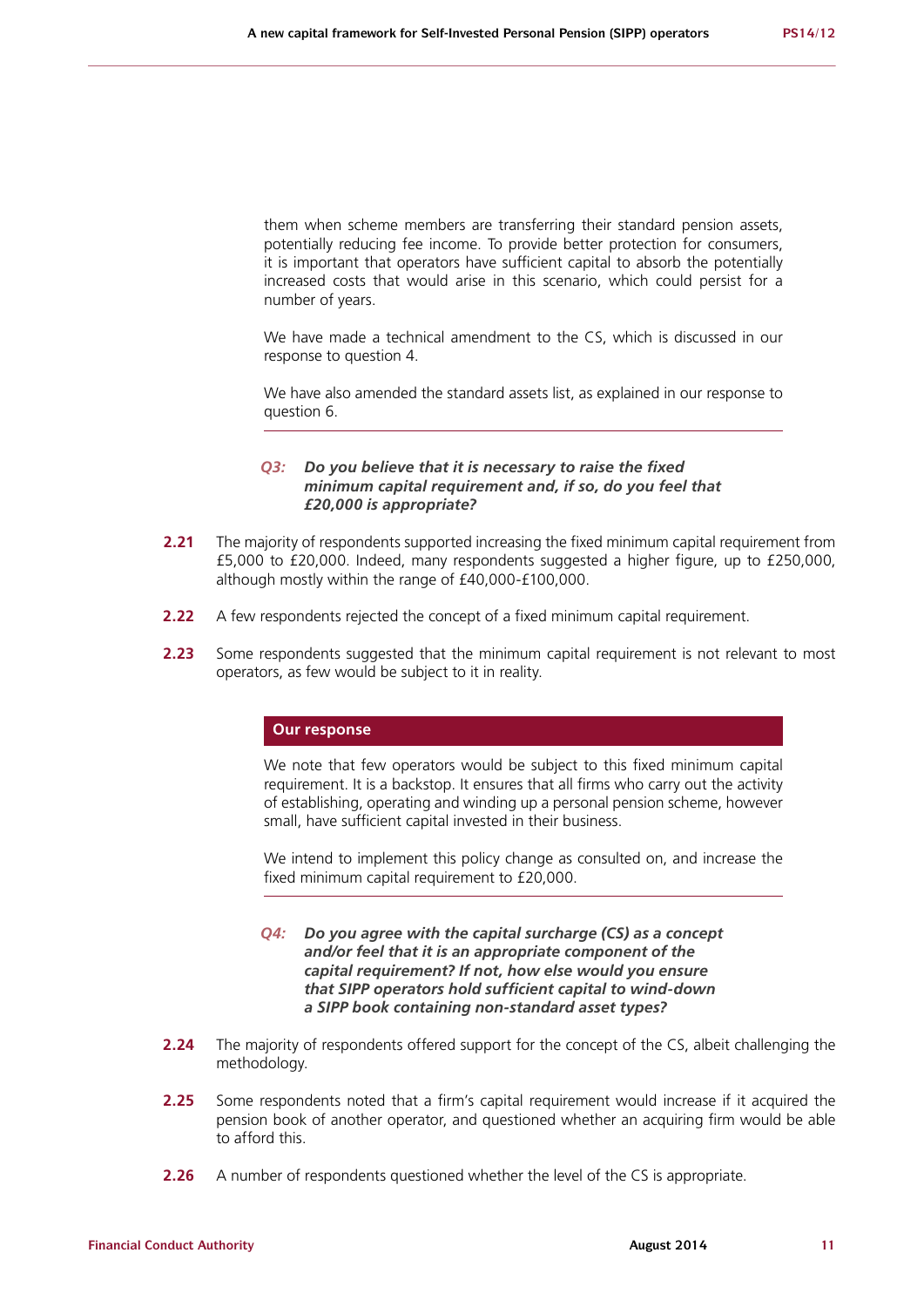them when scheme members are transferring their standard pension assets, potentially reducing fee income. To provide better protection for consumers, it is important that operators have sufficient capital to absorb the potentially increased costs that would arise in this scenario, which could persist for a number of years.

We have made a technical amendment to the CS, which is discussed in our response to question 4.

We have also amended the standard assets list, as explained in our response to question 6.

***Q3: Do you believe that it is necessary to raise the fixed minimum capital requirement and, if so, do you feel that £20,000 is appropriate?***

**2.21** The majority of respondents supported increasing the fixed minimum capital requirement from £5,000 to £20,000. Indeed, many respondents suggested a higher figure, up to £250,000, although mostly within the range of £40,000-£100,000.

**2.22** A few respondents rejected the concept of a fixed minimum capital requirement.

**2.23** Some respondents suggested that the minimum capital requirement is not relevant to most operators, as few would be subject to it in reality.

**Our response**

We note that few operators would be subject to this fixed minimum capital requirement. It is a backstop. It ensures that all firms who carry out the activity of establishing, operating and winding up a personal pension scheme, however small, have sufficient capital invested in their business.

We intend to implement this policy change as consulted on, and increase the fixed minimum capital requirement to £20,000.

***Q4: Do you agree with the capital surcharge (CS) as a concept and/or feel that it is an appropriate component of the capital requirement? If not, how else would you ensure that SIPP operators hold sufficient capital to wind-down a SIPP book containing non-standard asset types?***

**2.24** The majority of respondents offered support for the concept of the CS, albeit challenging the methodology.

**2.25** Some respondents noted that a firm's capital requirement would increase if it acquired the pension book of another operator, and questioned whether an acquiring firm would be able to afford this.

**2.26** A number of respondents questioned whether the level of the CS is appropriate.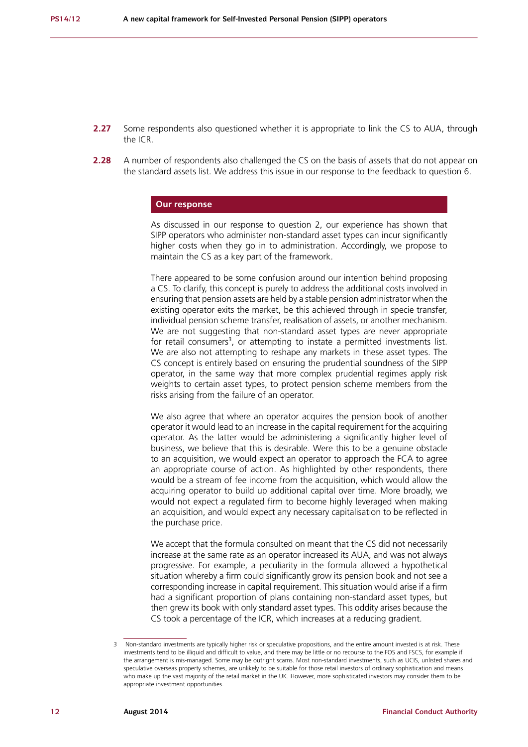**2.27** Some respondents also questioned whether it is appropriate to link the CS to AUA, through the ICR.

**2.28** A number of respondents also challenged the CS on the basis of assets that do not appear on the standard assets list. We address this issue in our response to the feedback to question 6.

### Our response

As discussed in our response to question 2, our experience has shown that SIPP operators who administer non-standard asset types can incur significantly higher costs when they go in to administration. Accordingly, we propose to maintain the CS as a key part of the framework.

There appeared to be some confusion around our intention behind proposing a CS. To clarify, this concept is purely to address the additional costs involved in ensuring that pension assets are held by a stable pension administrator when the existing operator exits the market, be this achieved through in specie transfer, individual pension scheme transfer, realisation of assets, or another mechanism. We are not suggesting that non-standard asset types are never appropriate for retail consumers[3], or attempting to instate a permitted investments list. We are also not attempting to reshape any markets in these asset types. The CS concept is entirely based on ensuring the prudential soundness of the SIPP operator, in the same way that more complex prudential regimes apply risk weights to certain asset types, to protect pension scheme members from the risks arising from the failure of an operator.

We also agree that where an operator acquires the pension book of another operator it would lead to an increase in the capital requirement for the acquiring operator. As the latter would be administering a significantly higher level of business, we believe that this is desirable. Were this to be a genuine obstacle to an acquisition, we would expect an operator to approach the FCA to agree an appropriate course of action. As highlighted by other respondents, there would be a stream of fee income from the acquisition, which would allow the acquiring operator to build up additional capital over time. More broadly, we would not expect a regulated firm to become highly leveraged when making an acquisition, and would expect any necessary capitalisation to be reflected in the purchase price.

We accept that the formula consulted on meant that the CS did not necessarily increase at the same rate as an operator increased its AUA, and was not always progressive. For example, a peculiarity in the formula allowed a hypothetical situation whereby a firm could significantly grow its pension book and not see a corresponding increase in capital requirement. This situation would arise if a firm had a significant proportion of plans containing non-standard asset types, but then grew its book with only standard asset types. This oddity arises because the CS took a percentage of the ICR, which increases at a reducing gradient.

---

3 Non-standard investments are typically higher risk or speculative propositions, and the entire amount invested is at risk. These investments tend to be illiquid and difficult to value, and there may be little or no recourse to the FOS and FSCS, for example if the arrangement is mis-managed. Some may be outright scams. Most non-standard investments, such as UCIS, unlisted shares and speculative overseas property schemes, are unlikely to be suitable for those retail investors of ordinary sophistication and means who make up the vast majority of the retail market in the UK. However, more sophisticated investors may consider them to be appropriate investment opportunities.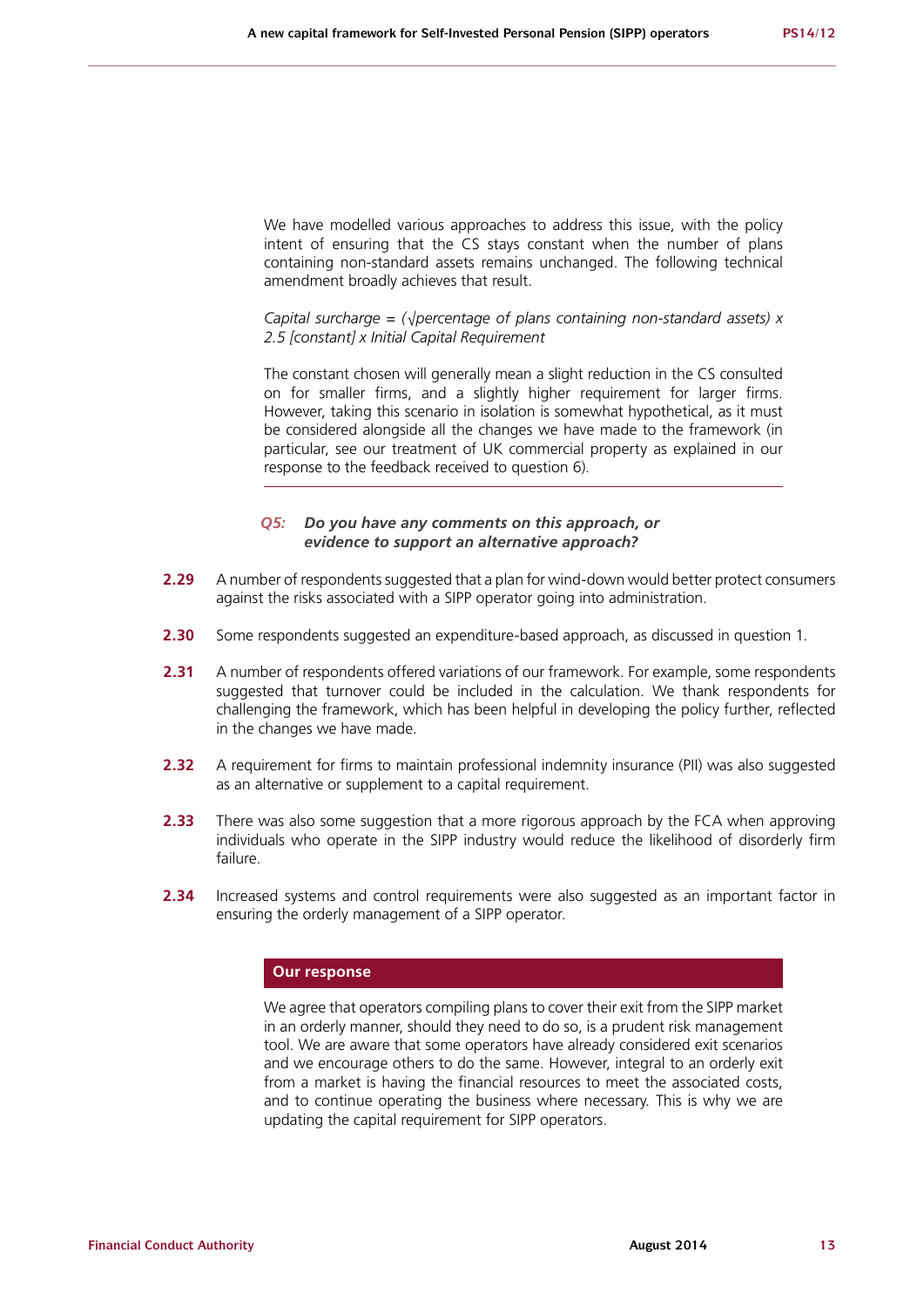We have modelled various approaches to address this issue, with the policy intent of ensuring that the CS stays constant when the number of plans containing non-standard assets remains unchanged. The following technical amendment broadly achieves that result.

*Capital surcharge = (√percentage of plans containing non-standard assets) x 2.5 [constant] x Initial Capital Requirement*

The constant chosen will generally mean a slight reduction in the CS consulted on for smaller firms, and a slightly higher requirement for larger firms. However, taking this scenario in isolation is somewhat hypothetical, as it must be considered alongside all the changes we have made to the framework (in particular, see our treatment of UK commercial property as explained in our response to the feedback received to question 6).

***Q5: Do you have any comments on this approach, or evidence to support an alternative approach?***

**2.29** A number of respondents suggested that a plan for wind-down would better protect consumers against the risks associated with a SIPP operator going into administration.

**2.30** Some respondents suggested an expenditure-based approach, as discussed in question 1.

**2.31** A number of respondents offered variations of our framework. For example, some respondents suggested that turnover could be included in the calculation. We thank respondents for challenging the framework, which has been helpful in developing the policy further, reflected in the changes we have made.

**2.32** A requirement for firms to maintain professional indemnity insurance (PII) was also suggested as an alternative or supplement to a capital requirement.

**2.33** There was also some suggestion that a more rigorous approach by the FCA when approving individuals who operate in the SIPP industry would reduce the likelihood of disorderly firm failure.

**2.34** Increased systems and control requirements were also suggested as an important factor in ensuring the orderly management of a SIPP operator.

**Our response**

We agree that operators compiling plans to cover their exit from the SIPP market in an orderly manner, should they need to do so, is a prudent risk management tool. We are aware that some operators have already considered exit scenarios and we encourage others to do the same. However, integral to an orderly exit from a market is having the financial resources to meet the associated costs, and to continue operating the business where necessary. This is why we are updating the capital requirement for SIPP operators.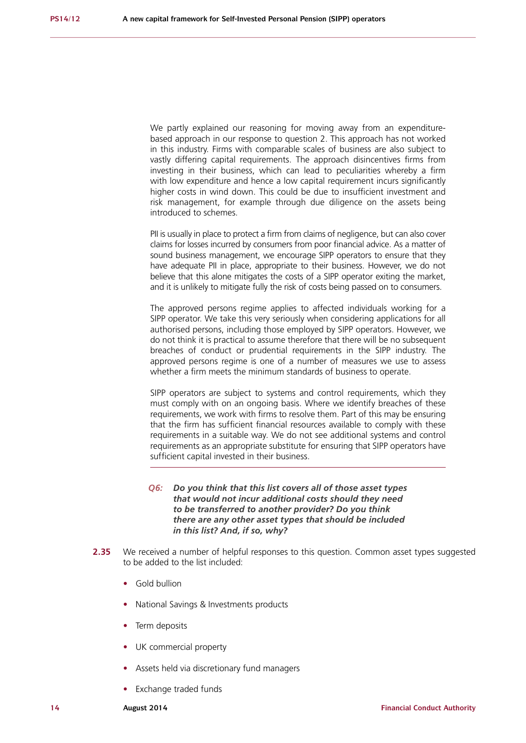We partly explained our reasoning for moving away from an expenditure-based approach in our response to question 2. This approach has not worked in this industry. Firms with comparable scales of business are also subject to vastly differing capital requirements. The approach disincentives firms from investing in their business, which can lead to peculiarities whereby a firm with low expenditure and hence a low capital requirement incurs significantly higher costs in wind down. This could be due to insufficient investment and risk management, for example through due diligence on the assets being introduced to schemes.

PII is usually in place to protect a firm from claims of negligence, but can also cover claims for losses incurred by consumers from poor financial advice. As a matter of sound business management, we encourage SIPP operators to ensure that they have adequate PII in place, appropriate to their business. However, we do not believe that this alone mitigates the costs of a SIPP operator exiting the market, and it is unlikely to mitigate fully the risk of costs being passed on to consumers.

The approved persons regime applies to affected individuals working for a SIPP operator. We take this very seriously when considering applications for all authorised persons, including those employed by SIPP operators. However, we do not think it is practical to assume therefore that there will be no subsequent breaches of conduct or prudential requirements in the SIPP industry. The approved persons regime is one of a number of measures we use to assess whether a firm meets the minimum standards of business to operate.

SIPP operators are subject to systems and control requirements, which they must comply with on an ongoing basis. Where we identify breaches of these requirements, we work with firms to resolve them. Part of this may be ensuring that the firm has sufficient financial resources available to comply with these requirements in a suitable way. We do not see additional systems and control requirements as an appropriate substitute for ensuring that SIPP operators have sufficient capital invested in their business.

---

***Q6: Do you think that this list covers all of those asset types that would not incur additional costs should they need to be transferred to another provider? Do you think there are any other asset types that should be included in this list? And, if so, why?***

**2.35** We received a number of helpful responses to this question. Common asset types suggested to be added to the list included:

- Gold bullion
- National Savings & Investments products
- Term deposits
- UK commercial property
- Assets held via discretionary fund managers
- Exchange traded funds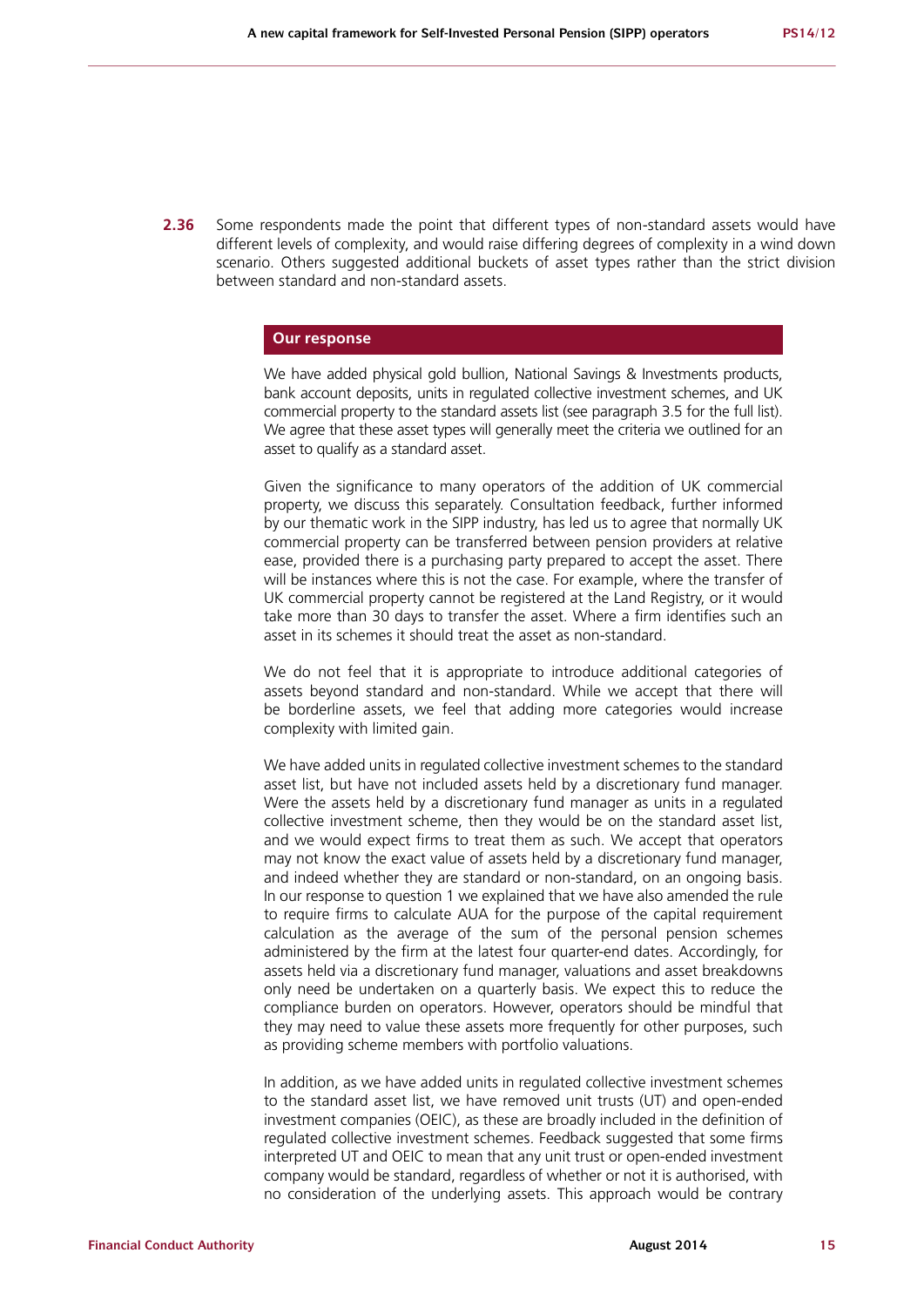**2.36** Some respondents made the point that different types of non-standard assets would have different levels of complexity, and would raise differing degrees of complexity in a wind down scenario. Others suggested additional buckets of asset types rather than the strict division between standard and non-standard assets.

### Our response

We have added physical gold bullion, National Savings & Investments products, bank account deposits, units in regulated collective investment schemes, and UK commercial property to the standard assets list (see paragraph 3.5 for the full list). We agree that these asset types will generally meet the criteria we outlined for an asset to qualify as a standard asset.

Given the significance to many operators of the addition of UK commercial property, we discuss this separately. Consultation feedback, further informed by our thematic work in the SIPP industry, has led us to agree that normally UK commercial property can be transferred between pension providers at relative ease, provided there is a purchasing party prepared to accept the asset. There will be instances where this is not the case. For example, where the transfer of UK commercial property cannot be registered at the Land Registry, or it would take more than 30 days to transfer the asset. Where a firm identifies such an asset in its schemes it should treat the asset as non-standard.

We do not feel that it is appropriate to introduce additional categories of assets beyond standard and non-standard. While we accept that there will be borderline assets, we feel that adding more categories would increase complexity with limited gain.

We have added units in regulated collective investment schemes to the standard asset list, but have not included assets held by a discretionary fund manager. Were the assets held by a discretionary fund manager as units in a regulated collective investment scheme, then they would be on the standard asset list, and we would expect firms to treat them as such. We accept that operators may not know the exact value of assets held by a discretionary fund manager, and indeed whether they are standard or non-standard, on an ongoing basis. In our response to question 1 we explained that we have also amended the rule to require firms to calculate AUA for the purpose of the capital requirement calculation as the average of the sum of the personal pension schemes administered by the firm at the latest four quarter-end dates. Accordingly, for assets held via a discretionary fund manager, valuations and asset breakdowns only need be undertaken on a quarterly basis. We expect this to reduce the compliance burden on operators. However, operators should be mindful that they may need to value these assets more frequently for other purposes, such as providing scheme members with portfolio valuations.

In addition, as we have added units in regulated collective investment schemes to the standard asset list, we have removed unit trusts (UT) and open-ended investment companies (OEIC), as these are broadly included in the definition of regulated collective investment schemes. Feedback suggested that some firms interpreted UT and OEIC to mean that any unit trust or open-ended investment company would be standard, regardless of whether or not it is authorised, with no consideration of the underlying assets. This approach would be contrary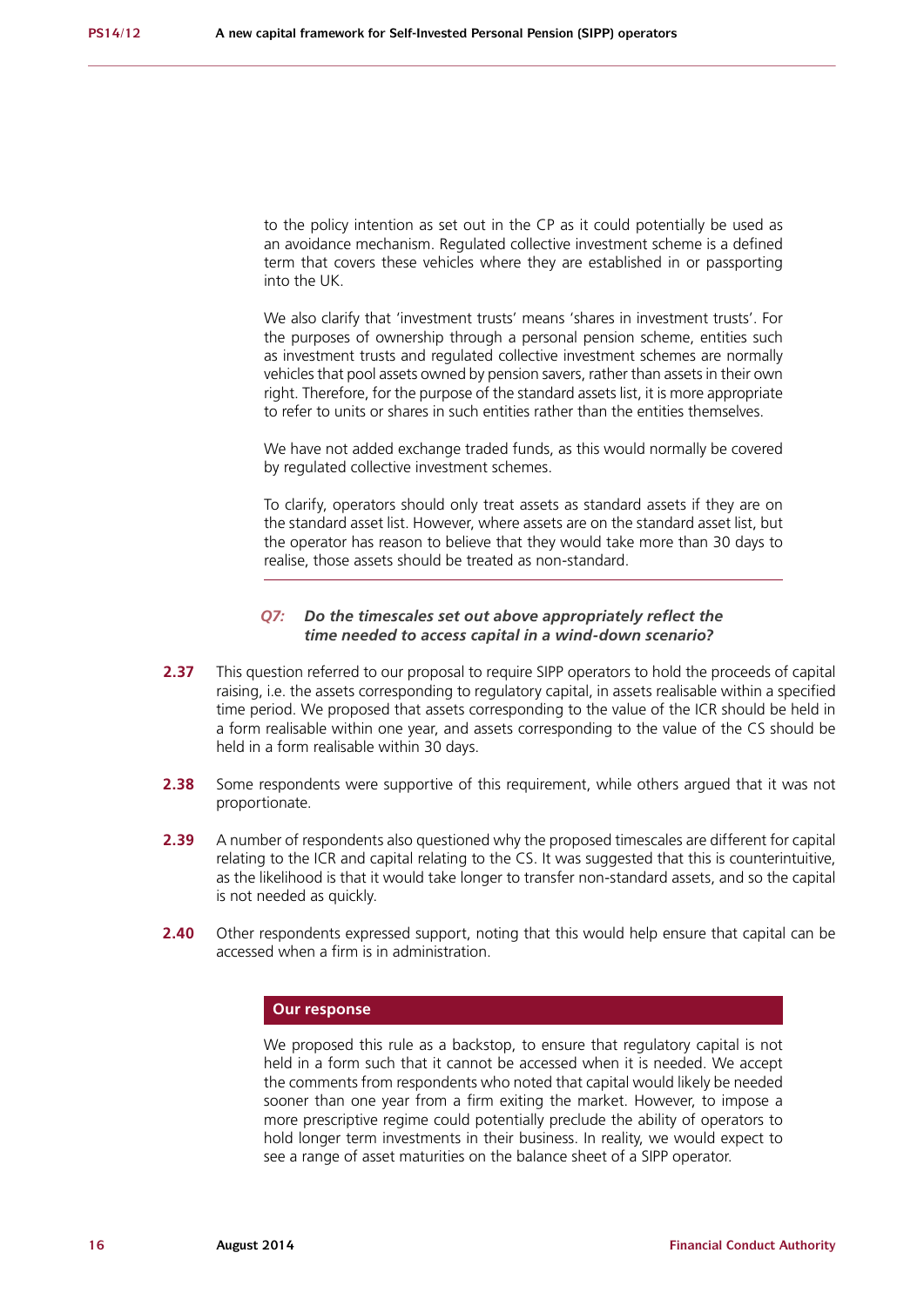to the policy intention as set out in the CP as it could potentially be used as an avoidance mechanism. Regulated collective investment scheme is a defined term that covers these vehicles where they are established in or passporting into the UK.

We also clarify that 'investment trusts' means 'shares in investment trusts'. For the purposes of ownership through a personal pension scheme, entities such as investment trusts and regulated collective investment schemes are normally vehicles that pool assets owned by pension savers, rather than assets in their own right. Therefore, for the purpose of the standard assets list, it is more appropriate to refer to units or shares in such entities rather than the entities themselves.

We have not added exchange traded funds, as this would normally be covered by regulated collective investment schemes.

To clarify, operators should only treat assets as standard assets if they are on the standard asset list. However, where assets are on the standard asset list, but the operator has reason to believe that they would take more than 30 days to realise, those assets should be treated as non-standard.

***Q7: Do the timescales set out above appropriately reflect the time needed to access capital in a wind-down scenario?***

**2.37** This question referred to our proposal to require SIPP operators to hold the proceeds of capital raising, i.e. the assets corresponding to regulatory capital, in assets realisable within a specified time period. We proposed that assets corresponding to the value of the ICR should be held in a form realisable within one year, and assets corresponding to the value of the CS should be held in a form realisable within 30 days.

**2.38** Some respondents were supportive of this requirement, while others argued that it was not proportionate.

**2.39** A number of respondents also questioned why the proposed timescales are different for capital relating to the ICR and capital relating to the CS. It was suggested that this is counterintuitive, as the likelihood is that it would take longer to transfer non-standard assets, and so the capital is not needed as quickly.

**2.40** Other respondents expressed support, noting that this would help ensure that capital can be accessed when a firm is in administration.

**Our response**

We proposed this rule as a backstop, to ensure that regulatory capital is not held in a form such that it cannot be accessed when it is needed. We accept the comments from respondents who noted that capital would likely be needed sooner than one year from a firm exiting the market. However, to impose a more prescriptive regime could potentially preclude the ability of operators to hold longer term investments in their business. In reality, we would expect to see a range of asset maturities on the balance sheet of a SIPP operator.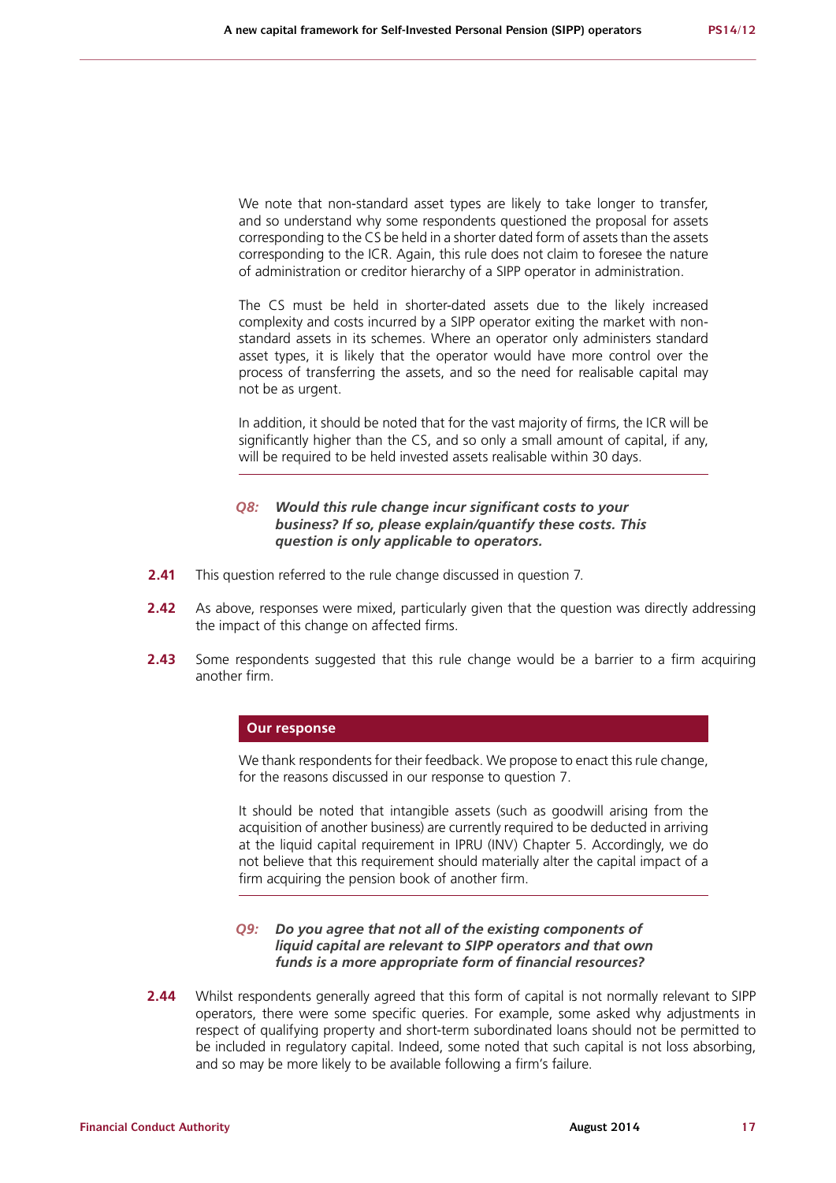We note that non-standard asset types are likely to take longer to transfer, and so understand why some respondents questioned the proposal for assets corresponding to the CS be held in a shorter dated form of assets than the assets corresponding to the ICR. Again, this rule does not claim to foresee the nature of administration or creditor hierarchy of a SIPP operator in administration.

The CS must be held in shorter-dated assets due to the likely increased complexity and costs incurred by a SIPP operator exiting the market with non-standard assets in its schemes. Where an operator only administers standard asset types, it is likely that the operator would have more control over the process of transferring the assets, and so the need for realisable capital may not be as urgent.

In addition, it should be noted that for the vast majority of firms, the ICR will be significantly higher than the CS, and so only a small amount of capital, if any, will be required to be held invested assets realisable within 30 days.

***Q8: Would this rule change incur significant costs to your business? If so, please explain/quantify these costs. This question is only applicable to operators.***

**2.41** This question referred to the rule change discussed in question 7.

**2.42** As above, responses were mixed, particularly given that the question was directly addressing the impact of this change on affected firms.

**2.43** Some respondents suggested that this rule change would be a barrier to a firm acquiring another firm.

**Our response**

We thank respondents for their feedback. We propose to enact this rule change, for the reasons discussed in our response to question 7.

It should be noted that intangible assets (such as goodwill arising from the acquisition of another business) are currently required to be deducted in arriving at the liquid capital requirement in IPRU (INV) Chapter 5. Accordingly, we do not believe that this requirement should materially alter the capital impact of a firm acquiring the pension book of another firm.

***Q9: Do you agree that not all of the existing components of liquid capital are relevant to SIPP operators and that own funds is a more appropriate form of financial resources?***

**2.44** Whilst respondents generally agreed that this form of capital is not normally relevant to SIPP operators, there were some specific queries. For example, some asked why adjustments in respect of qualifying property and short-term subordinated loans should not be permitted to be included in regulatory capital. Indeed, some noted that such capital is not loss absorbing, and so may be more likely to be available following a firm's failure.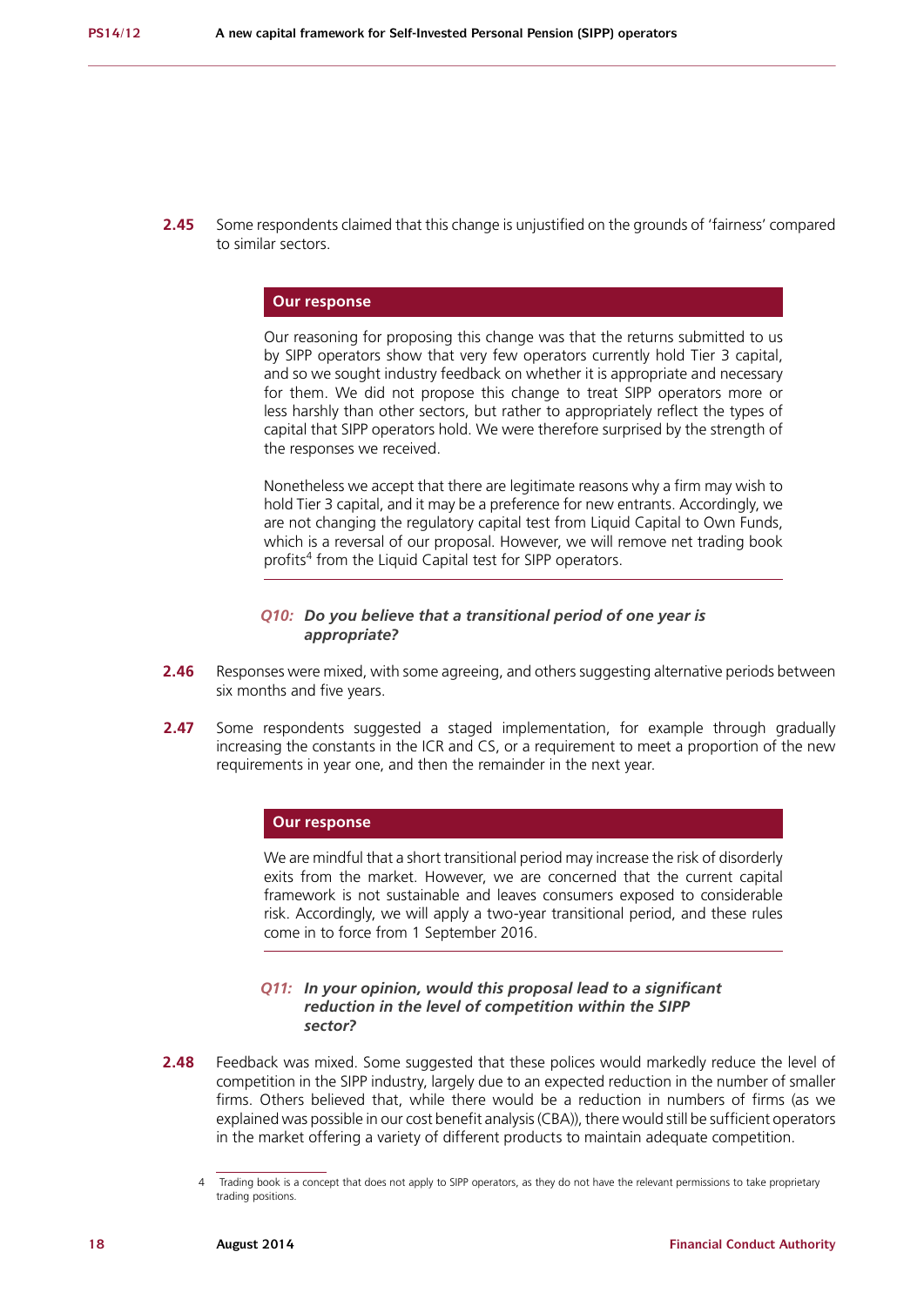**2.45** Some respondents claimed that this change is unjustified on the grounds of 'fairness' compared to similar sectors.

> **Our response**
>
> Our reasoning for proposing this change was that the returns submitted to us by SIPP operators show that very few operators currently hold Tier 3 capital, and so we sought industry feedback on whether it is appropriate and necessary for them. We did not propose this change to treat SIPP operators more or less harshly than other sectors, but rather to appropriately reflect the types of capital that SIPP operators hold. We were therefore surprised by the strength of the responses we received.
>
> Nonetheless we accept that there are legitimate reasons why a firm may wish to hold Tier 3 capital, and it may be a preference for new entrants. Accordingly, we are not changing the regulatory capital test from Liquid Capital to Own Funds, which is a reversal of our proposal. However, we will remove net trading book profits[4] from the Liquid Capital test for SIPP operators.

***Q10: Do you believe that a transitional period of one year is appropriate?***

**2.46** Responses were mixed, with some agreeing, and others suggesting alternative periods between six months and five years.

**2.47** Some respondents suggested a staged implementation, for example through gradually increasing the constants in the ICR and CS, or a requirement to meet a proportion of the new requirements in year one, and then the remainder in the next year.

> **Our response**
>
> We are mindful that a short transitional period may increase the risk of disorderly exits from the market. However, we are concerned that the current capital framework is not sustainable and leaves consumers exposed to considerable risk. Accordingly, we will apply a two-year transitional period, and these rules come in to force from 1 September 2016.

***Q11: In your opinion, would this proposal lead to a significant reduction in the level of competition within the SIPP sector?***

**2.48** Feedback was mixed. Some suggested that these polices would markedly reduce the level of competition in the SIPP industry, largely due to an expected reduction in the number of smaller firms. Others believed that, while there would be a reduction in numbers of firms (as we explained was possible in our cost benefit analysis (CBA)), there would still be sufficient operators in the market offering a variety of different products to maintain adequate competition.

---

4 Trading book is a concept that does not apply to SIPP operators, as they do not have the relevant permissions to take proprietary trading positions.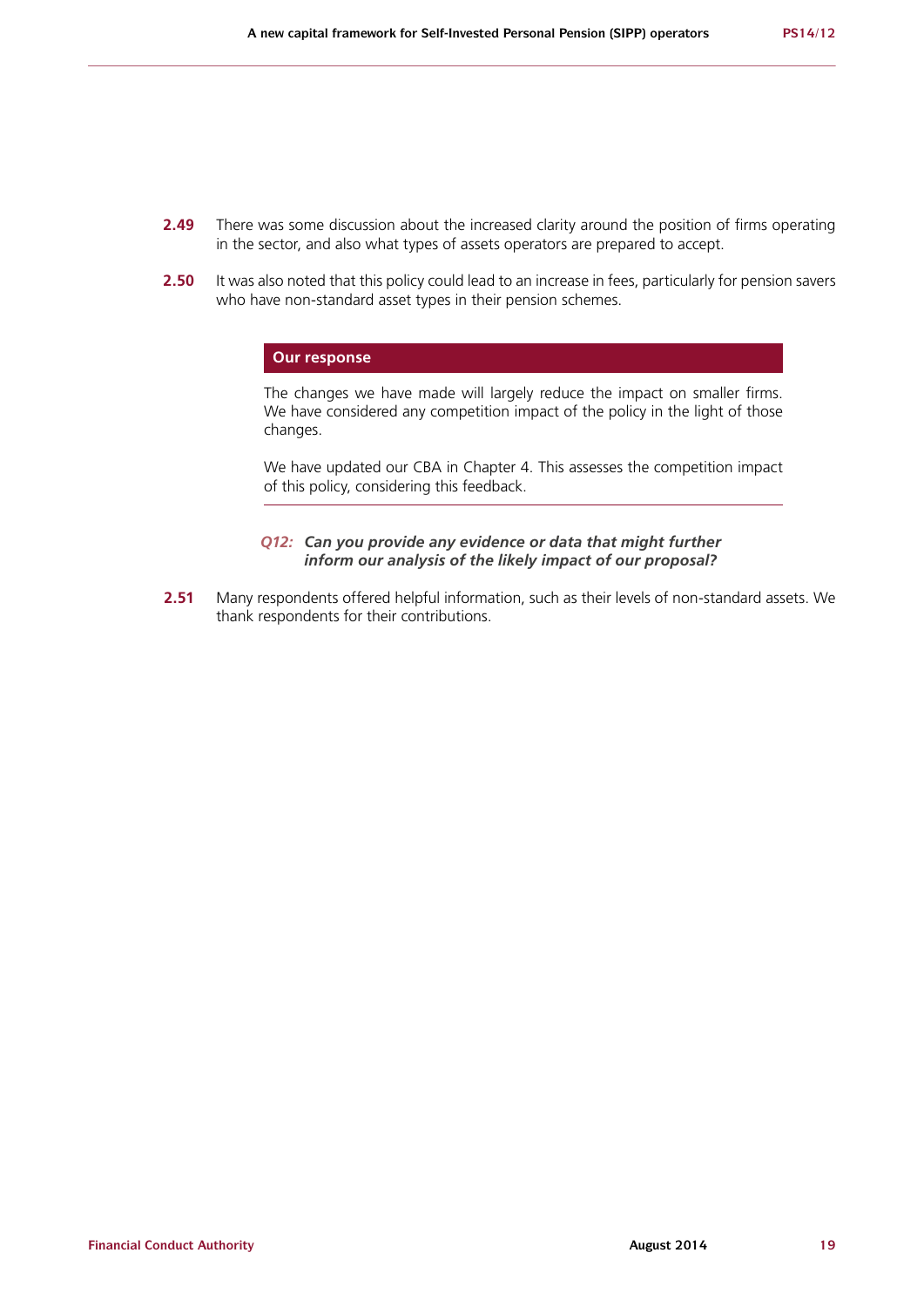**2.49** There was some discussion about the increased clarity around the position of firms operating in the sector, and also what types of assets operators are prepared to accept.

**2.50** It was also noted that this policy could lead to an increase in fees, particularly for pension savers who have non-standard asset types in their pension schemes.

> **Our response**
>
> The changes we have made will largely reduce the impact on smaller firms. We have considered any competition impact of the policy in the light of those changes.
>
> We have updated our CBA in Chapter 4. This assesses the competition impact of this policy, considering this feedback.

*Q12:* ***Can you provide any evidence or data that might further inform our analysis of the likely impact of our proposal?***

**2.51** Many respondents offered helpful information, such as their levels of non-standard assets. We thank respondents for their contributions.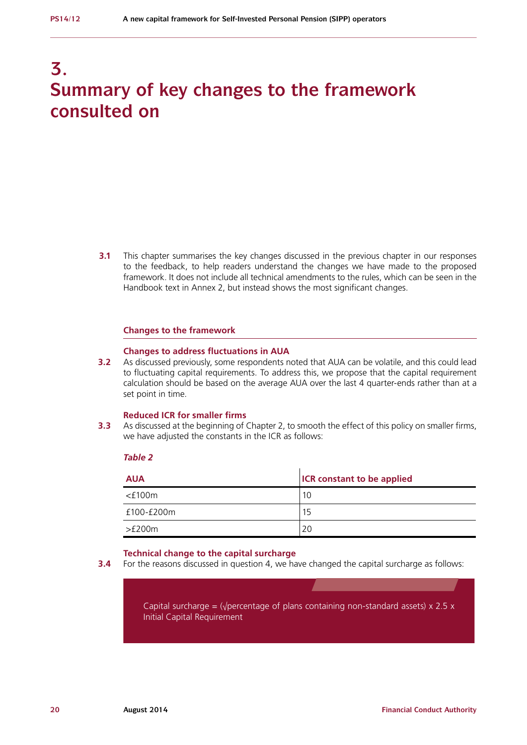# 3. Summary of key changes to the framework consulted on

**3.1** This chapter summarises the key changes discussed in the previous chapter in our responses to the feedback, to help readers understand the changes we have made to the proposed framework. It does not include all technical amendments to the rules, which can be seen in the Handbook text in Annex 2, but instead shows the most significant changes.

## Changes to the framework

### Changes to address fluctuations in AUA

**3.2** As discussed previously, some respondents noted that AUA can be volatile, and this could lead to fluctuating capital requirements. To address this, we propose that the capital requirement calculation should be based on the average AUA over the last 4 quarter-ends rather than at a set point in time.

### Reduced ICR for smaller firms

**3.3** As discussed at the beginning of Chapter 2, to smooth the effect of this policy on smaller firms, we have adjusted the constants in the ICR as follows:

*Table 2*

| AUA | ICR constant to be applied |
| --- | --- |
| <£100m | 10 |
| £100-£200m | 15 |
| >£200m | 20 |

### Technical change to the capital surcharge

**3.4** For the reasons discussed in question 4, we have changed the capital surcharge as follows:

Capital surcharge = (√percentage of plans containing non-standard assets) x 2.5 x Initial Capital Requirement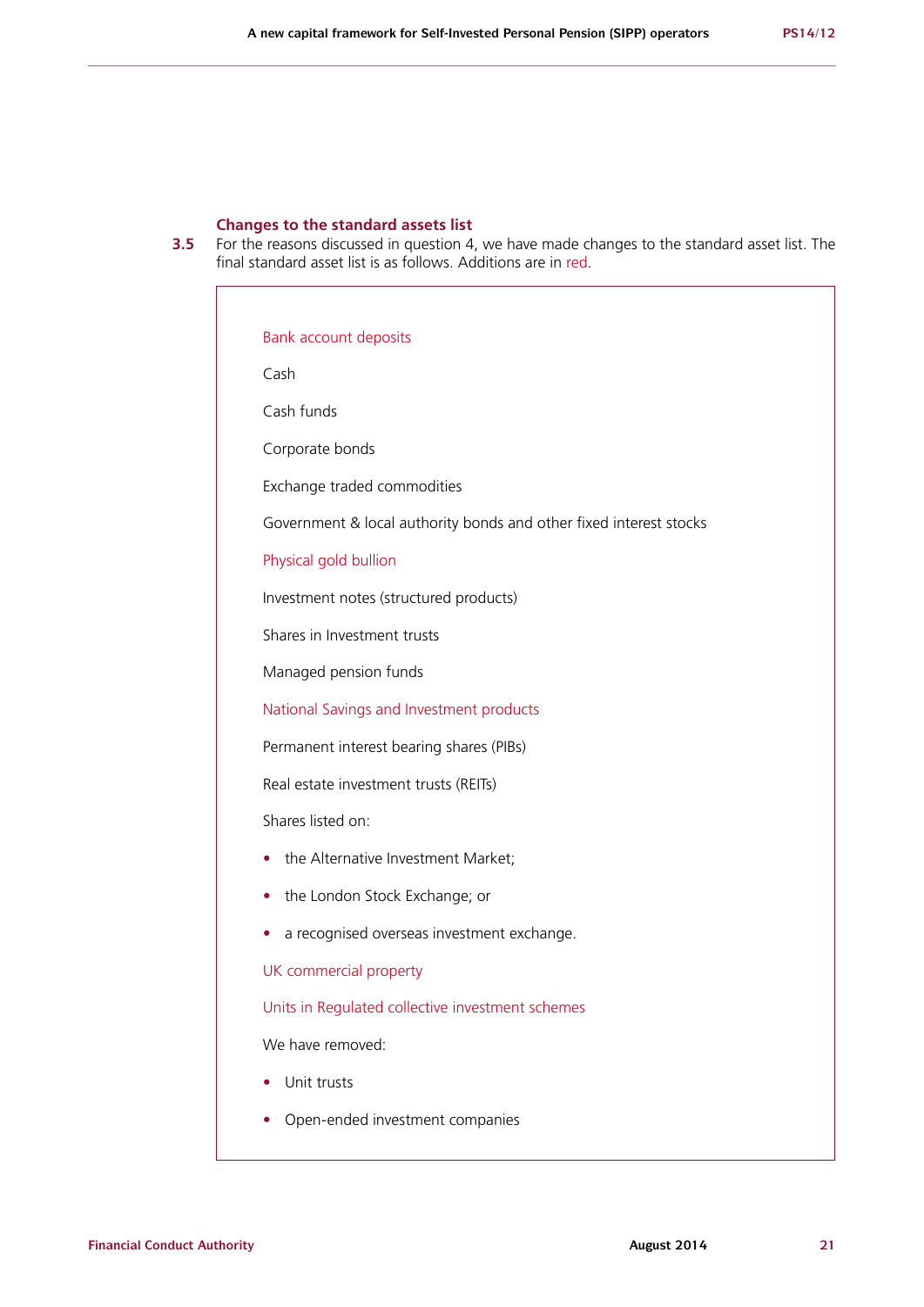### Changes to the standard assets list

**3.5** For the reasons discussed in question 4, we have made changes to the standard asset list. The final standard asset list is as follows. Additions are in red.

Bank account deposits

Cash

Cash funds

Corporate bonds

Exchange traded commodities

Government & local authority bonds and other fixed interest stocks

Physical gold bullion

Investment notes (structured products)

Shares in Investment trusts

Managed pension funds

National Savings and Investment products

Permanent interest bearing shares (PIBs)

Real estate investment trusts (REITs)

Shares listed on:

- the Alternative Investment Market;
- the London Stock Exchange; or
- a recognised overseas investment exchange.

UK commercial property

Units in Regulated collective investment schemes

We have removed:

- Unit trusts
- Open-ended investment companies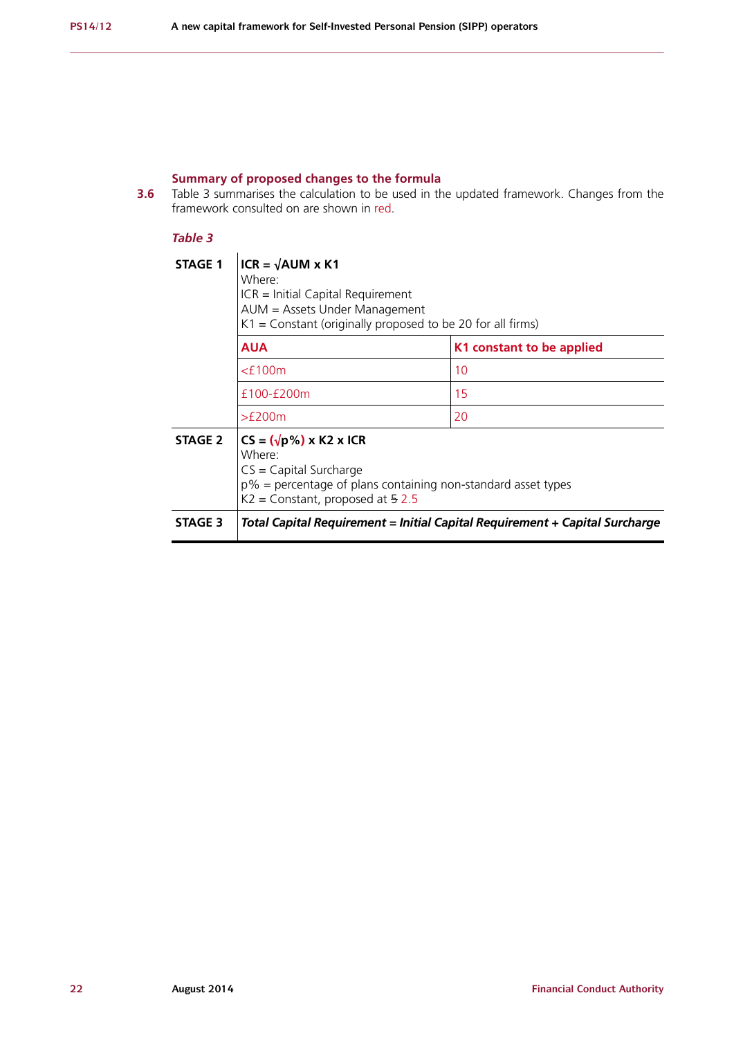### Summary of proposed changes to the formula

**3.6** Table 3 summarises the calculation to be used in the updated framework. Changes from the framework consulted on are shown in red.

*Table 3*

| | | |
|---|---|---|
| **STAGE 1** | **ICR = √AUM x K1**<br>Where:<br>ICR = Initial Capital Requirement<br>AUM = Assets Under Management<br>K1 = Constant (originally proposed to be 20 for all firms) | |
| | **AUA** | **K1 constant to be applied** |
| | <£100m | 10 |
| | £100-£200m | 15 |
| | >£200m | 20 |
| **STAGE 2** | **CS = (√p%) x K2 x ICR**<br>Where:<br>CS = Capital Surcharge<br>p% = percentage of plans containing non-standard asset types<br>K2 = Constant, proposed at ~~5~~ 2.5 | |
| **STAGE 3** | ***Total Capital Requirement = Initial Capital Requirement + Capital Surcharge*** | |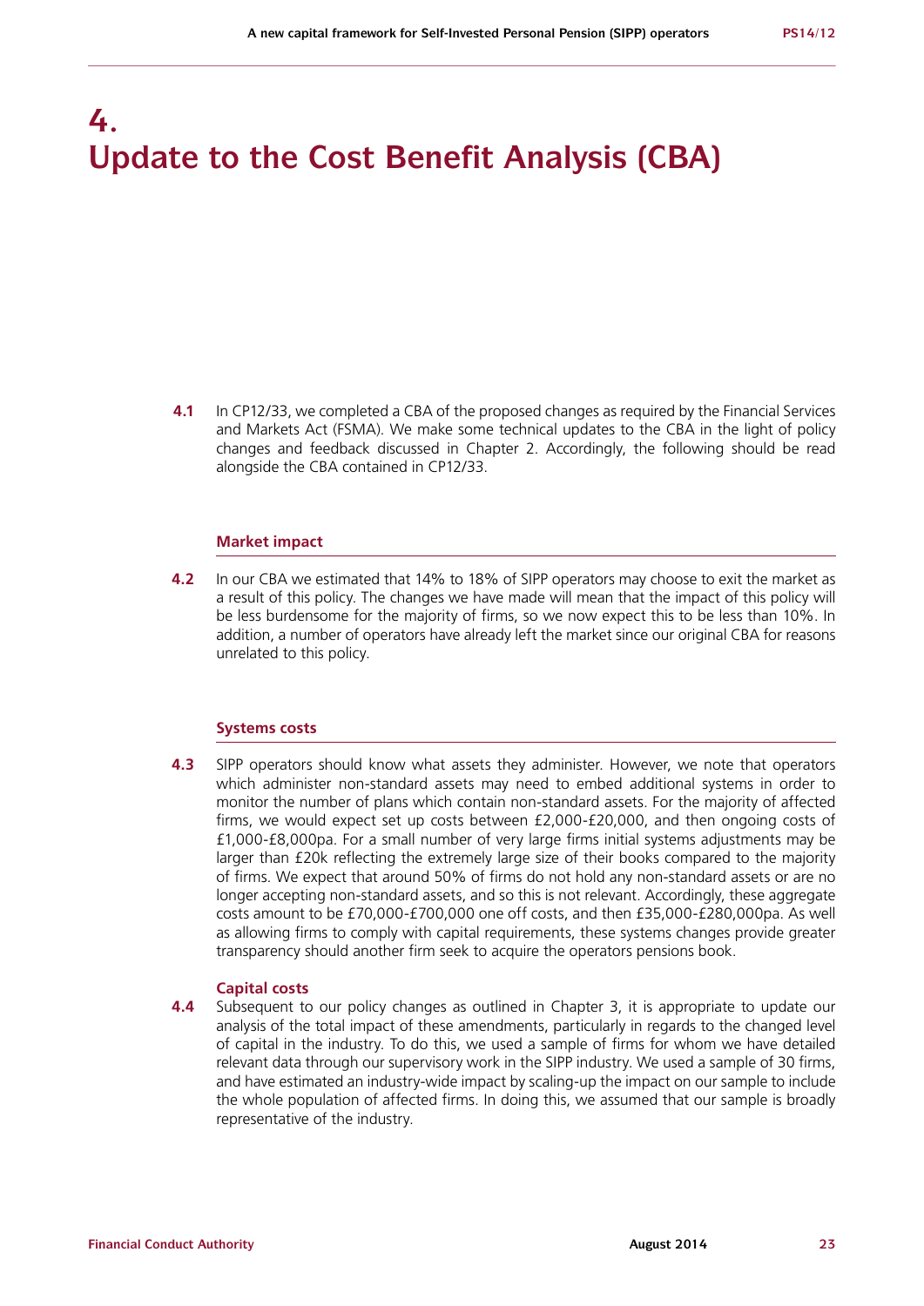# 4. Update to the Cost Benefit Analysis (CBA)

**4.1** In CP12/33, we completed a CBA of the proposed changes as required by the Financial Services and Markets Act (FSMA). We make some technical updates to the CBA in the light of policy changes and feedback discussed in Chapter 2. Accordingly, the following should be read alongside the CBA contained in CP12/33.

### Market impact

**4.2** In our CBA we estimated that 14% to 18% of SIPP operators may choose to exit the market as a result of this policy. The changes we have made will mean that the impact of this policy will be less burdensome for the majority of firms, so we now expect this to be less than 10%. In addition, a number of operators have already left the market since our original CBA for reasons unrelated to this policy.

### Systems costs

**4.3** SIPP operators should know what assets they administer. However, we note that operators which administer non-standard assets may need to embed additional systems in order to monitor the number of plans which contain non-standard assets. For the majority of affected firms, we would expect set up costs between £2,000-£20,000, and then ongoing costs of £1,000-£8,000pa. For a small number of very large firms initial systems adjustments may be larger than £20k reflecting the extremely large size of their books compared to the majority of firms. We expect that around 50% of firms do not hold any non-standard assets or are no longer accepting non-standard assets, and so this is not relevant. Accordingly, these aggregate costs amount to be £70,000-£700,000 one off costs, and then £35,000-£280,000pa. As well as allowing firms to comply with capital requirements, these systems changes provide greater transparency should another firm seek to acquire the operators pensions book.

### Capital costs

**4.4** Subsequent to our policy changes as outlined in Chapter 3, it is appropriate to update our analysis of the total impact of these amendments, particularly in regards to the changed level of capital in the industry. To do this, we used a sample of firms for whom we have detailed relevant data through our supervisory work in the SIPP industry. We used a sample of 30 firms, and have estimated an industry-wide impact by scaling-up the impact on our sample to include the whole population of affected firms. In doing this, we assumed that our sample is broadly representative of the industry.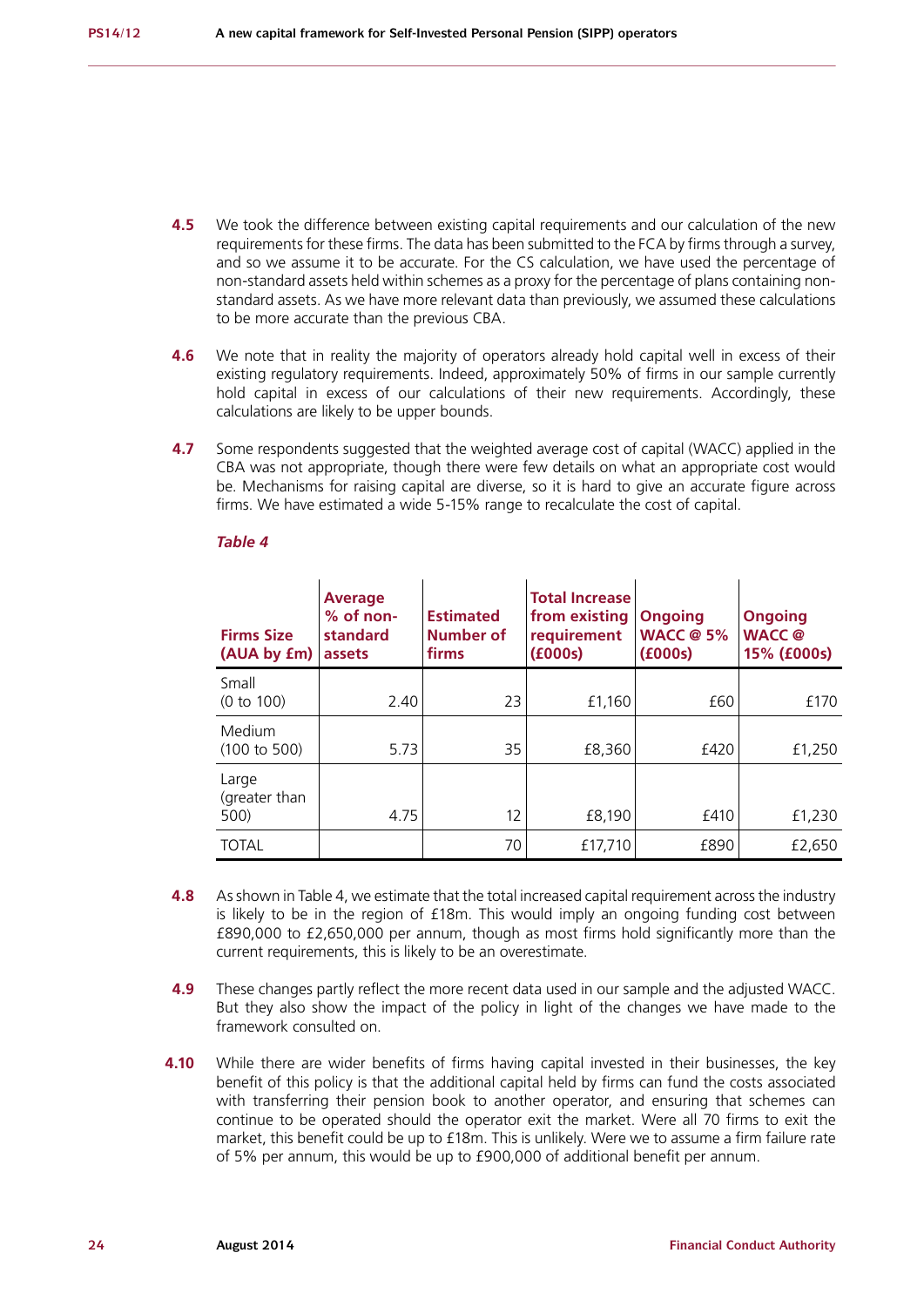**4.5** We took the difference between existing capital requirements and our calculation of the new requirements for these firms. The data has been submitted to the FCA by firms through a survey, and so we assume it to be accurate. For the CS calculation, we have used the percentage of non-standard assets held within schemes as a proxy for the percentage of plans containing non-standard assets. As we have more relevant data than previously, we assumed these calculations to be more accurate than the previous CBA.

**4.6** We note that in reality the majority of operators already hold capital well in excess of their existing regulatory requirements. Indeed, approximately 50% of firms in our sample currently hold capital in excess of our calculations of their new requirements. Accordingly, these calculations are likely to be upper bounds.

**4.7** Some respondents suggested that the weighted average cost of capital (WACC) applied in the CBA was not appropriate, though there were few details on what an appropriate cost would be. Mechanisms for raising capital are diverse, so it is hard to give an accurate figure across firms. We have estimated a wide 5-15% range to recalculate the cost of capital.

***Table 4***

| Firms Size (AUA by £m) | Average % of non-standard assets | Estimated Number of firms | Total Increase from existing requirement (£000s) | Ongoing WACC @ 5% (£000s) | Ongoing WACC @ 15% (£000s) |
|---|---|---|---|---|---|
| Small (0 to 100) | 2.40 | 23 | £1,160 | £60 | £170 |
| Medium (100 to 500) | 5.73 | 35 | £8,360 | £420 | £1,250 |
| Large (greater than 500) | 4.75 | 12 | £8,190 | £410 | £1,230 |
| TOTAL | | 70 | £17,710 | £890 | £2,650 |

**4.8** As shown in Table 4, we estimate that the total increased capital requirement across the industry is likely to be in the region of £18m. This would imply an ongoing funding cost between £890,000 to £2,650,000 per annum, though as most firms hold significantly more than the current requirements, this is likely to be an overestimate.

**4.9** These changes partly reflect the more recent data used in our sample and the adjusted WACC. But they also show the impact of the policy in light of the changes we have made to the framework consulted on.

**4.10** While there are wider benefits of firms having capital invested in their businesses, the key benefit of this policy is that the additional capital held by firms can fund the costs associated with transferring their pension book to another operator, and ensuring that schemes can continue to be operated should the operator exit the market. Were all 70 firms to exit the market, this benefit could be up to £18m. This is unlikely. Were we to assume a firm failure rate of 5% per annum, this would be up to £900,000 of additional benefit per annum.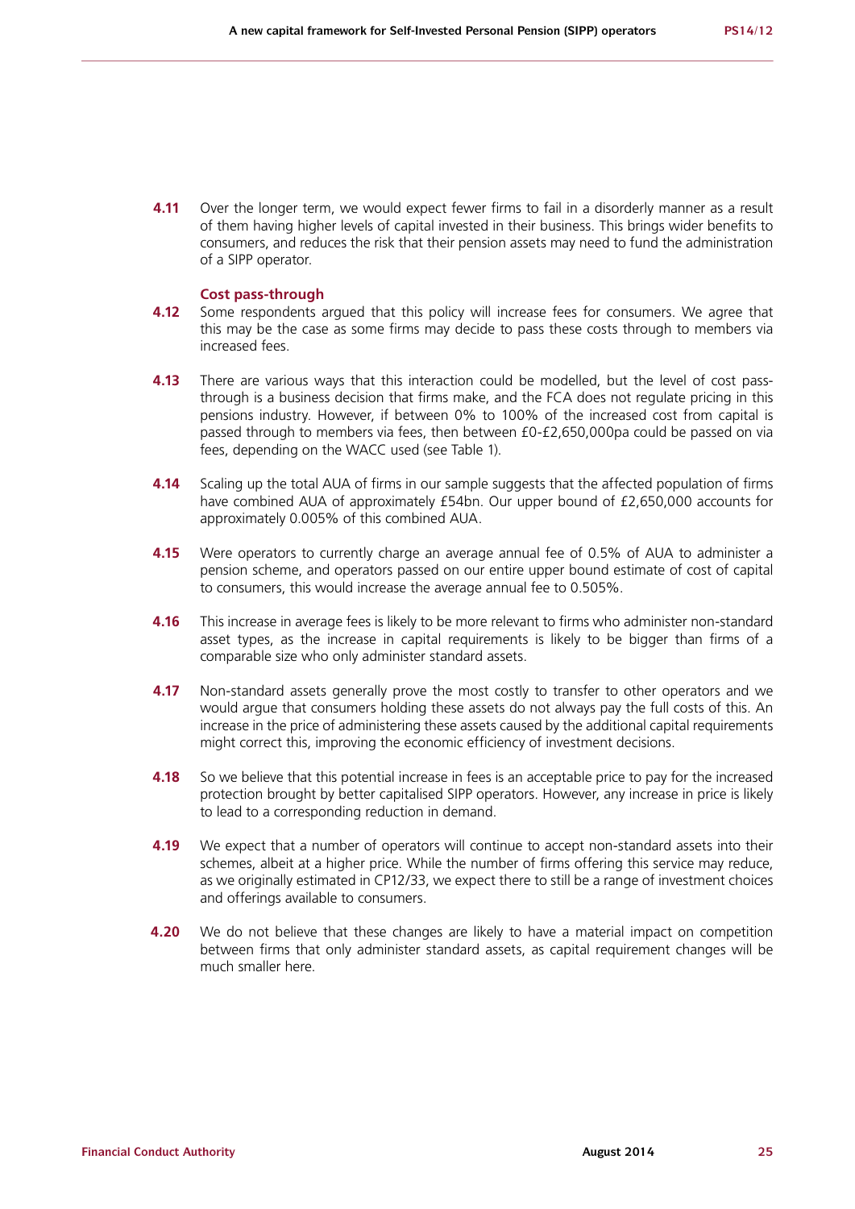**4.11** Over the longer term, we would expect fewer firms to fail in a disorderly manner as a result of them having higher levels of capital invested in their business. This brings wider benefits to consumers, and reduces the risk that their pension assets may need to fund the administration of a SIPP operator.

### Cost pass-through

**4.12** Some respondents argued that this policy will increase fees for consumers. We agree that this may be the case as some firms may decide to pass these costs through to members via increased fees.

**4.13** There are various ways that this interaction could be modelled, but the level of cost pass-through is a business decision that firms make, and the FCA does not regulate pricing in this pensions industry. However, if between 0% to 100% of the increased cost from capital is passed through to members via fees, then between £0-£2,650,000pa could be passed on via fees, depending on the WACC used (see Table 1).

**4.14** Scaling up the total AUA of firms in our sample suggests that the affected population of firms have combined AUA of approximately £54bn. Our upper bound of £2,650,000 accounts for approximately 0.005% of this combined AUA.

**4.15** Were operators to currently charge an average annual fee of 0.5% of AUA to administer a pension scheme, and operators passed on our entire upper bound estimate of cost of capital to consumers, this would increase the average annual fee to 0.505%.

**4.16** This increase in average fees is likely to be more relevant to firms who administer non-standard asset types, as the increase in capital requirements is likely to be bigger than firms of a comparable size who only administer standard assets.

**4.17** Non-standard assets generally prove the most costly to transfer to other operators and we would argue that consumers holding these assets do not always pay the full costs of this. An increase in the price of administering these assets caused by the additional capital requirements might correct this, improving the economic efficiency of investment decisions.

**4.18** So we believe that this potential increase in fees is an acceptable price to pay for the increased protection brought by better capitalised SIPP operators. However, any increase in price is likely to lead to a corresponding reduction in demand.

**4.19** We expect that a number of operators will continue to accept non-standard assets into their schemes, albeit at a higher price. While the number of firms offering this service may reduce, as we originally estimated in CP12/33, we expect there to still be a range of investment choices and offerings available to consumers.

**4.20** We do not believe that these changes are likely to have a material impact on competition between firms that only administer standard assets, as capital requirement changes will be much smaller here.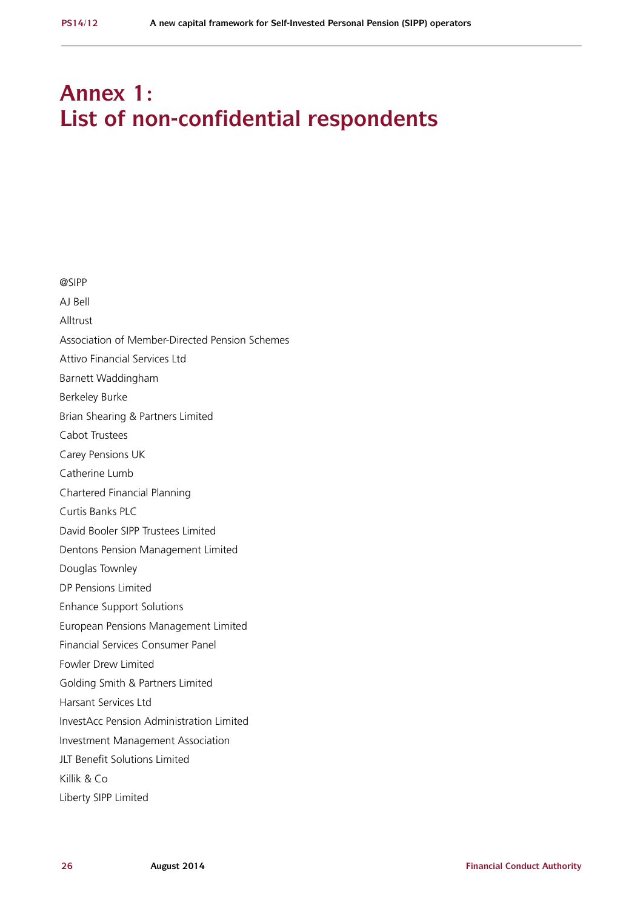# Annex 1: List of non-confidential respondents

@SIPP

AJ Bell

Alltrust

Association of Member-Directed Pension Schemes

Attivo Financial Services Ltd

Barnett Waddingham

Berkeley Burke

Brian Shearing & Partners Limited

Cabot Trustees

Carey Pensions UK

Catherine Lumb

Chartered Financial Planning

Curtis Banks PLC

David Booler SIPP Trustees Limited

Dentons Pension Management Limited

Douglas Townley

DP Pensions Limited

Enhance Support Solutions

European Pensions Management Limited

Financial Services Consumer Panel

Fowler Drew Limited

Golding Smith & Partners Limited

Harsant Services Ltd

InvestAcc Pension Administration Limited

Investment Management Association

JLT Benefit Solutions Limited

Killik & Co

Liberty SIPP Limited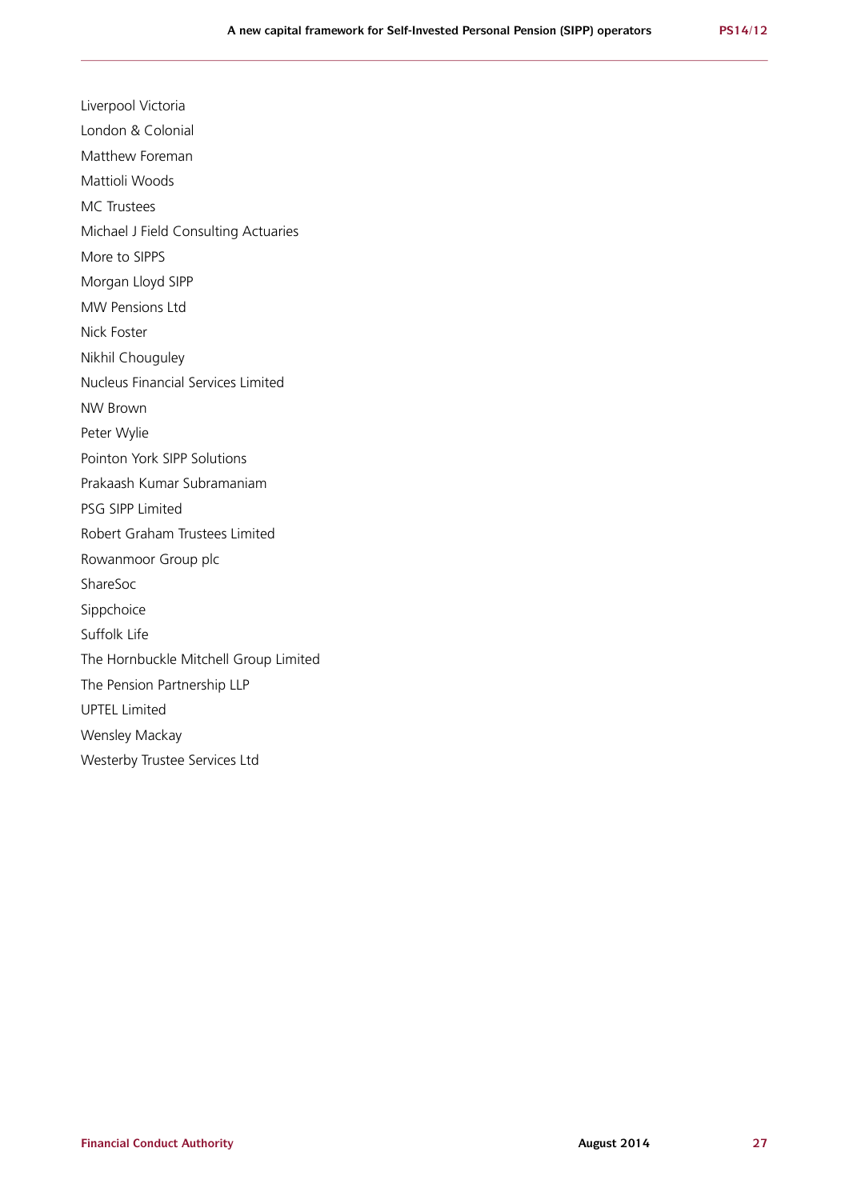Liverpool Victoria

London & Colonial

Matthew Foreman

Mattioli Woods

MC Trustees

Michael J Field Consulting Actuaries

More to SIPPS

Morgan Lloyd SIPP

MW Pensions Ltd

Nick Foster

Nikhil Chouguley

Nucleus Financial Services Limited

NW Brown

Peter Wylie

Pointon York SIPP Solutions

Prakaash Kumar Subramaniam

PSG SIPP Limited

Robert Graham Trustees Limited

Rowanmoor Group plc

ShareSoc

Sippchoice

Suffolk Life

The Hornbuckle Mitchell Group Limited

The Pension Partnership LLP

UPTEL Limited

Wensley Mackay

Westerby Trustee Services Ltd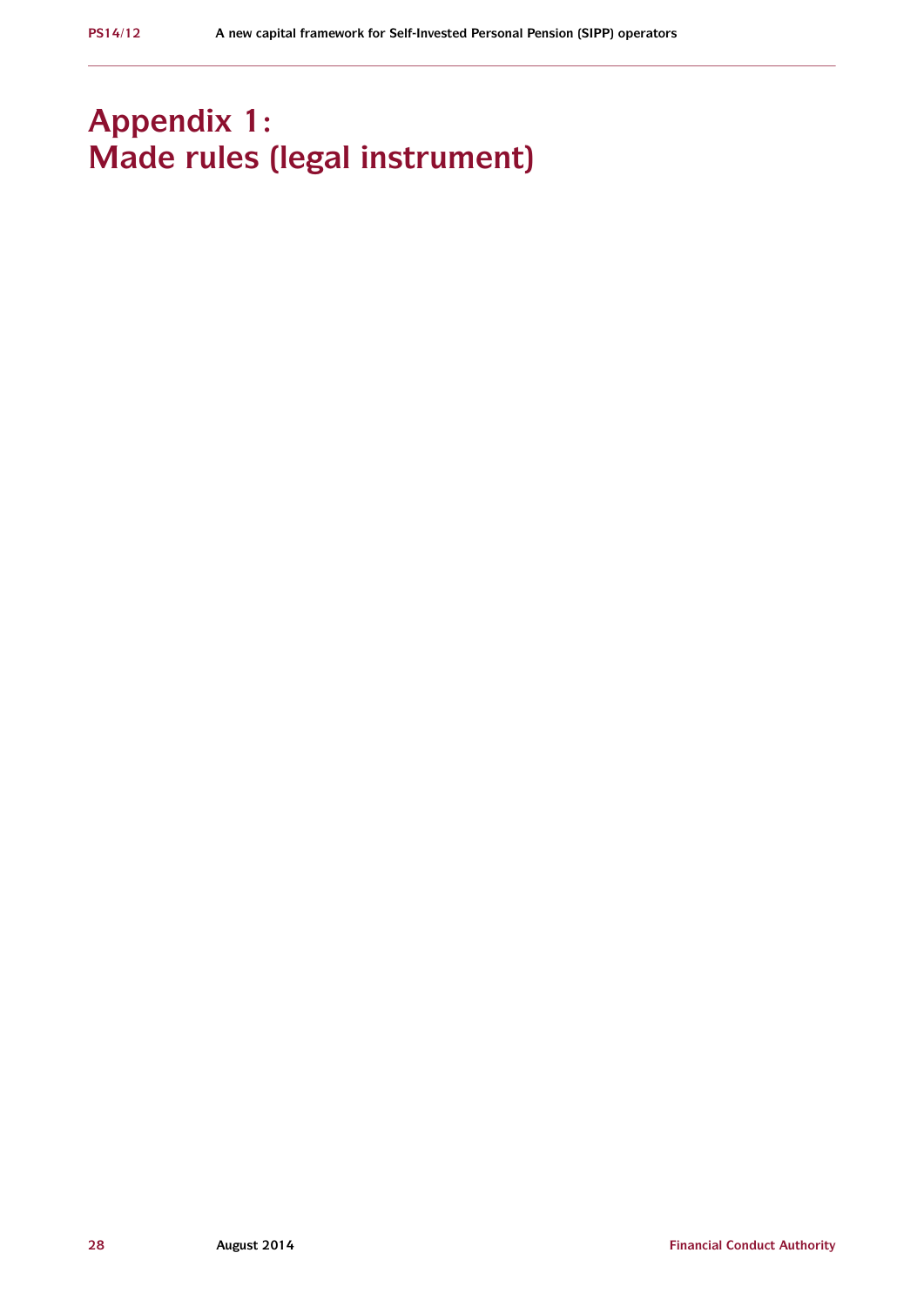# Appendix 1:
# Made rules (legal instrument)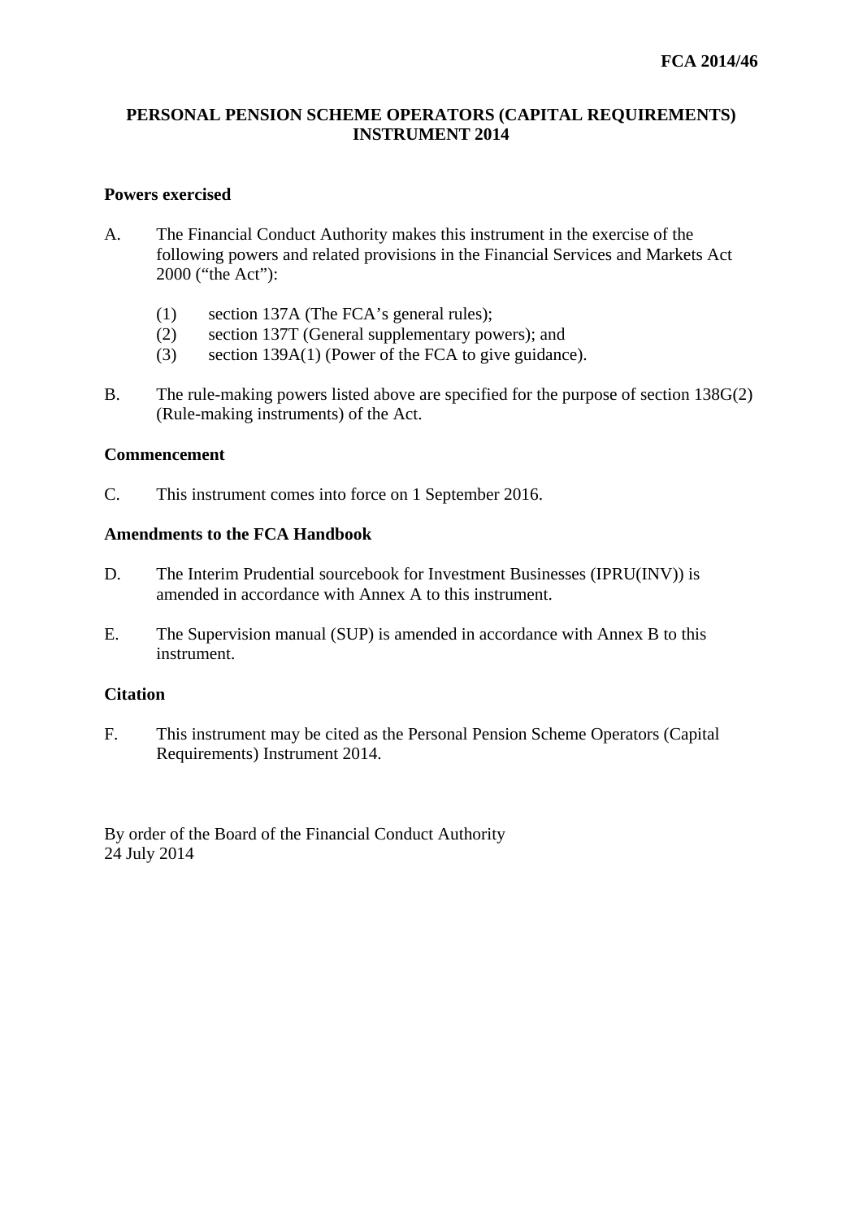FCA 2014/46

**PERSONAL PENSION SCHEME OPERATORS (CAPITAL REQUIREMENTS) INSTRUMENT 2014**

**Powers exercised**

A. The Financial Conduct Authority makes this instrument in the exercise of the following powers and related provisions in the Financial Services and Markets Act 2000 ("the Act"):

(1) section 137A (The FCA's general rules);
(2) section 137T (General supplementary powers); and
(3) section 139A(1) (Power of the FCA to give guidance).

B. The rule-making powers listed above are specified for the purpose of section 138G(2) (Rule-making instruments) of the Act.

**Commencement**

C. This instrument comes into force on 1 September 2016.

**Amendments to the FCA Handbook**

D. The Interim Prudential sourcebook for Investment Businesses (IPRU(INV)) is amended in accordance with Annex A to this instrument.

E. The Supervision manual (SUP) is amended in accordance with Annex B to this instrument.

**Citation**

F. This instrument may be cited as the Personal Pension Scheme Operators (Capital Requirements) Instrument 2014.

By order of the Board of the Financial Conduct Authority
24 July 2014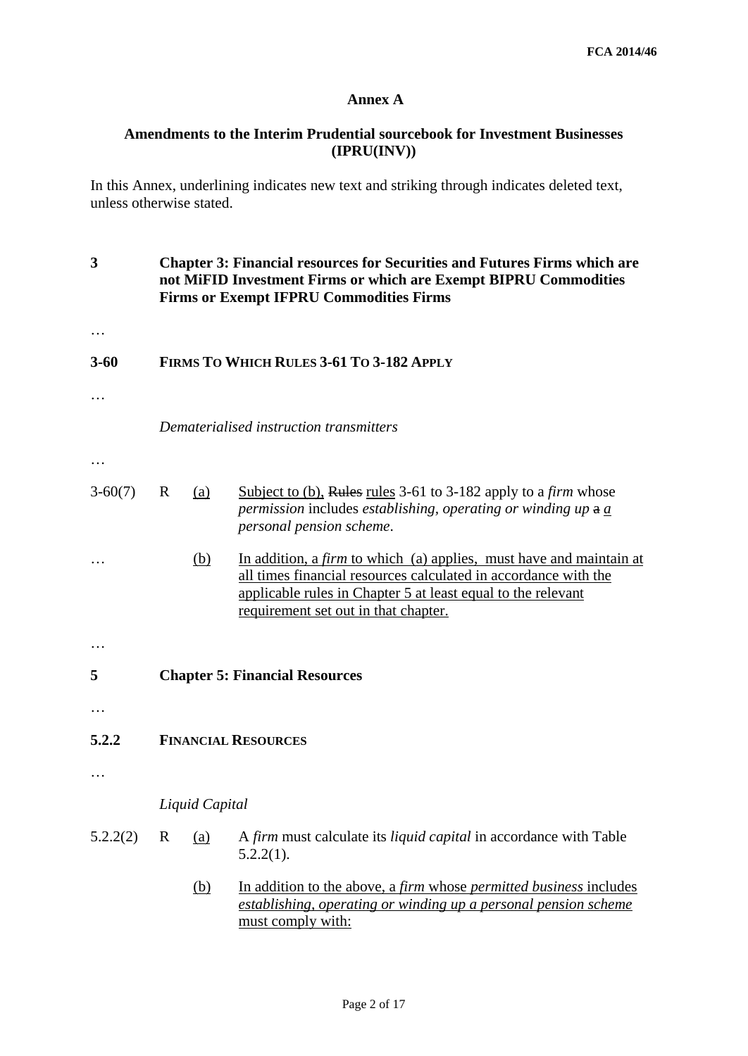**Annex A**

**Amendments to the Interim Prudential sourcebook for Investment Businesses (IPRU(INV))**

In this Annex, underlining indicates new text and striking through indicates deleted text, unless otherwise stated.

**3 Chapter 3: Financial resources for Securities and Futures Firms which are not MiFID Investment Firms or which are Exempt BIPRU Commodities Firms or Exempt IFPRU Commodities Firms**

…

**3-60 FIRMS TO WHICH RULES 3-61 TO 3-182 APPLY**

…

*Dematerialised instruction transmitters*

…

3-60(7) R <u>(a)</u> <u>Subject to (b),</u> ~~Rules~~ <u>rules</u> 3-61 to 3-182 apply to a *firm* whose *permission* includes *establishing, operating or winding up* ~~a~~ <u>*a*</u> *personal pension scheme*.

… <u>(b)</u> <u>In addition, a *firm* to which (a) applies, must have and maintain at all times financial resources calculated in accordance with the applicable rules in Chapter 5 at least equal to the relevant requirement set out in that chapter.</u>

…

**5 Chapter 5: Financial Resources**

…

**5.2.2 FINANCIAL RESOURCES**

…

*Liquid Capital*

5.2.2(2) R <u>(a)</u> A *firm* must calculate its *liquid capital* in accordance with Table 5.2.2(1).

<u>(b)</u> <u>In addition to the above, a *firm* whose *permitted business* includes *establishing, operating or winding up a personal pension scheme* must comply with:</u>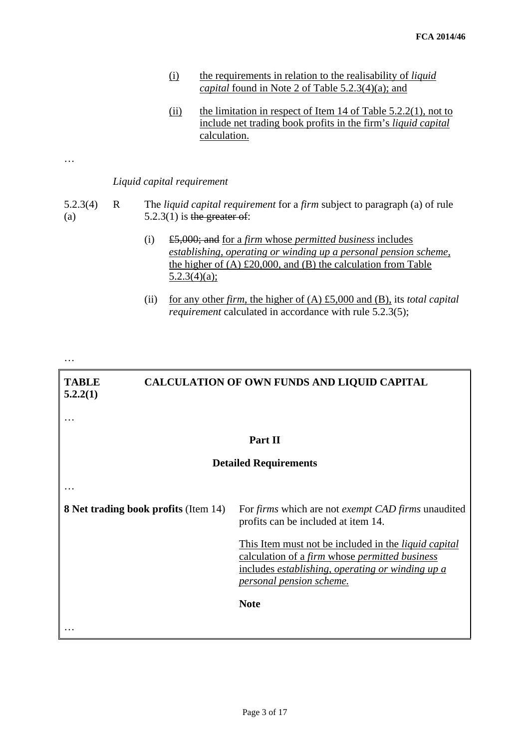(i) the requirements in relation to the realisability of *liquid capital* found in Note 2 of Table 5.2.3(4)(a); and

(ii) the limitation in respect of Item 14 of Table 5.2.2(1), not to include net trading book profits in the firm's *liquid capital* calculation.

…

*Liquid capital requirement*

5.2.3(4)(a) R The *liquid capital requirement* for a *firm* subject to paragraph (a) of rule 5.2.3(1) is ~~the greater of~~:

(i) ~~£5,000; and~~ for a *firm* whose *permitted business* includes *establishing, operating or winding up a personal pension scheme*, the higher of (A) £20,000, and (B) the calculation from Table 5.2.3(4)(a);

(ii) for any other *firm*, the higher of (A) £5,000 and (B), its *total capital requirement* calculated in accordance with rule 5.2.3(5);

…

| **TABLE 5.2.2(1)** | **CALCULATION OF OWN FUNDS AND LIQUID CAPITAL** |
|---|---|
| … | |
| **Part II** | |
| **Detailed Requirements** | |
| … | |
| **8 Net trading book profits** (Item 14) | For *firms* which are not *exempt CAD firms* unaudited profits can be included at item 14.<br><br>This Item must not be included in the *liquid capital* calculation of a *firm* whose *permitted business* includes *establishing, operating or winding up a personal pension scheme.*<br><br>**Note** |
| … | |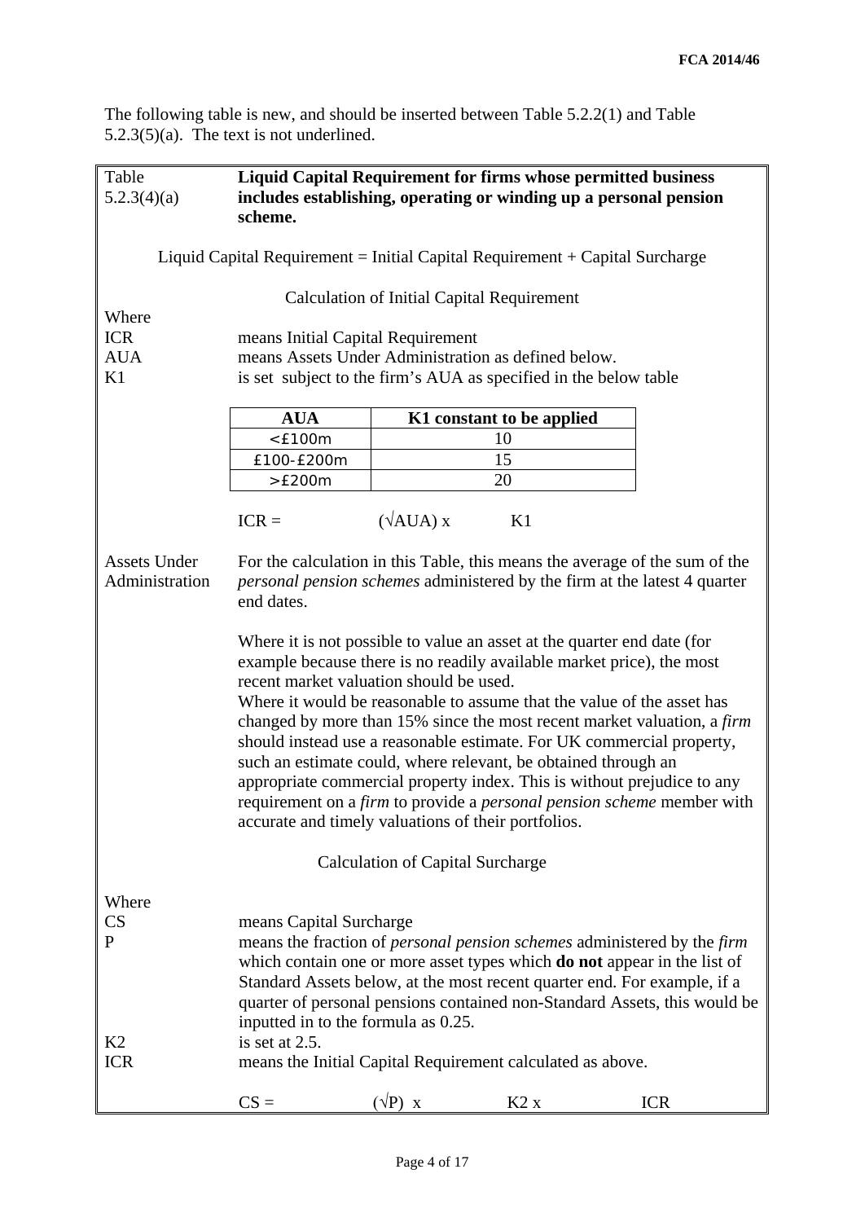The following table is new, and should be inserted between Table 5.2.2(1) and Table 5.2.3(5)(a). The text is not underlined.

**Table 5.2.3(4)(a) — Liquid Capital Requirement for firms whose permitted business includes establishing, operating or winding up a personal pension scheme.**

Liquid Capital Requirement = Initial Capital Requirement + Capital Surcharge

Calculation of Initial Capital Requirement

Where

| | |
|---|---|
| ICR | means Initial Capital Requirement |
| AUA | means Assets Under Administration as defined below. |
| K1 | is set subject to the firm's AUA as specified in the below table |

| AUA | K1 constant to be applied |
|---|---|
| <£100m | 10 |
| £100-£200m | 15 |
| >£200m | 20 |

$$ICR = (\sqrt{AUA}) \times K1$$

**Assets Under Administration**: For the calculation in this Table, this means the average of the sum of the *personal pension schemes* administered by the firm at the latest 4 quarter end dates.

Where it is not possible to value an asset at the quarter end date (for example because there is no readily available market price), the most recent market valuation should be used.

Where it would be reasonable to assume that the value of the asset has changed by more than 15% since the most recent market valuation, a *firm* should instead use a reasonable estimate. For UK commercial property, such an estimate could, where relevant, be obtained through an appropriate commercial property index. This is without prejudice to any requirement on a *firm* to provide a *personal pension scheme* member with accurate and timely valuations of their portfolios.

Calculation of Capital Surcharge

Where

| | |
|---|---|
| CS | means Capital Surcharge |
| P | means the fraction of *personal pension schemes* administered by the *firm* which contain one or more asset types which **do not** appear in the list of Standard Assets below, at the most recent quarter end. For example, if a quarter of personal pensions contained non-Standard Assets, this would be inputted in to the formula as 0.25. |
| K2 | is set at 2.5. |
| ICR | means the Initial Capital Requirement calculated as above. |

$$CS = (\sqrt{P}) \times K2 \times ICR$$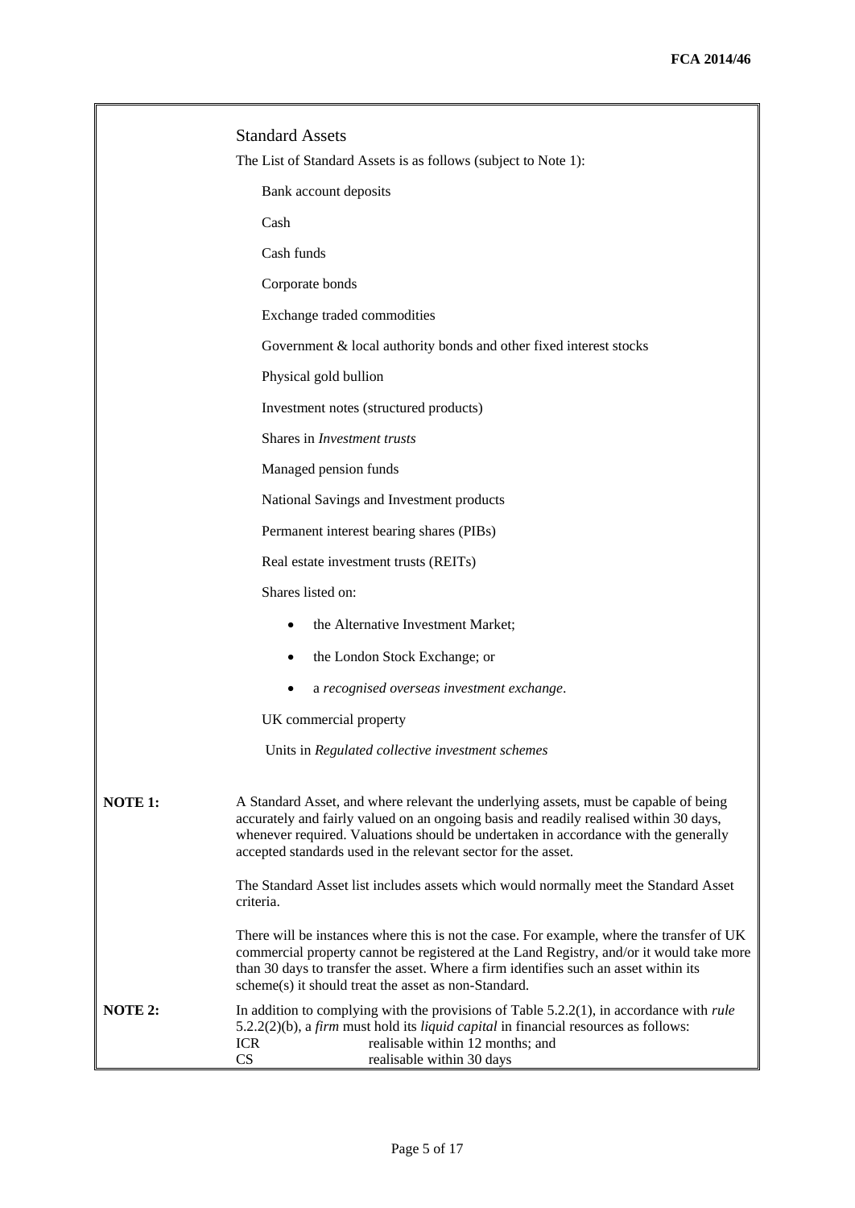Standard Assets

The List of Standard Assets is as follows (subject to Note 1):

Bank account deposits

Cash

Cash funds

Corporate bonds

Exchange traded commodities

Government & local authority bonds and other fixed interest stocks

Physical gold bullion

Investment notes (structured products)

Shares in *Investment trusts*

Managed pension funds

National Savings and Investment products

Permanent interest bearing shares (PIBs)

Real estate investment trusts (REITs)

Shares listed on:

- the Alternative Investment Market;
- the London Stock Exchange; or
- a *recognised overseas investment exchange*.

UK commercial property

Units in *Regulated collective investment schemes*

**NOTE 1:** A Standard Asset, and where relevant the underlying assets, must be capable of being accurately and fairly valued on an ongoing basis and readily realised within 30 days, whenever required. Valuations should be undertaken in accordance with the generally accepted standards used in the relevant sector for the asset.

The Standard Asset list includes assets which would normally meet the Standard Asset criteria.

There will be instances where this is not the case. For example, where the transfer of UK commercial property cannot be registered at the Land Registry, and/or it would take more than 30 days to transfer the asset. Where a firm identifies such an asset within its scheme(s) it should treat the asset as non-Standard.

**NOTE 2:** In addition to complying with the provisions of Table 5.2.2(1), in accordance with *rule* 5.2.2(2)(b), a *firm* must hold its *liquid capital* in financial resources as follows:

ICR realisable within 12 months; and

CS realisable within 30 days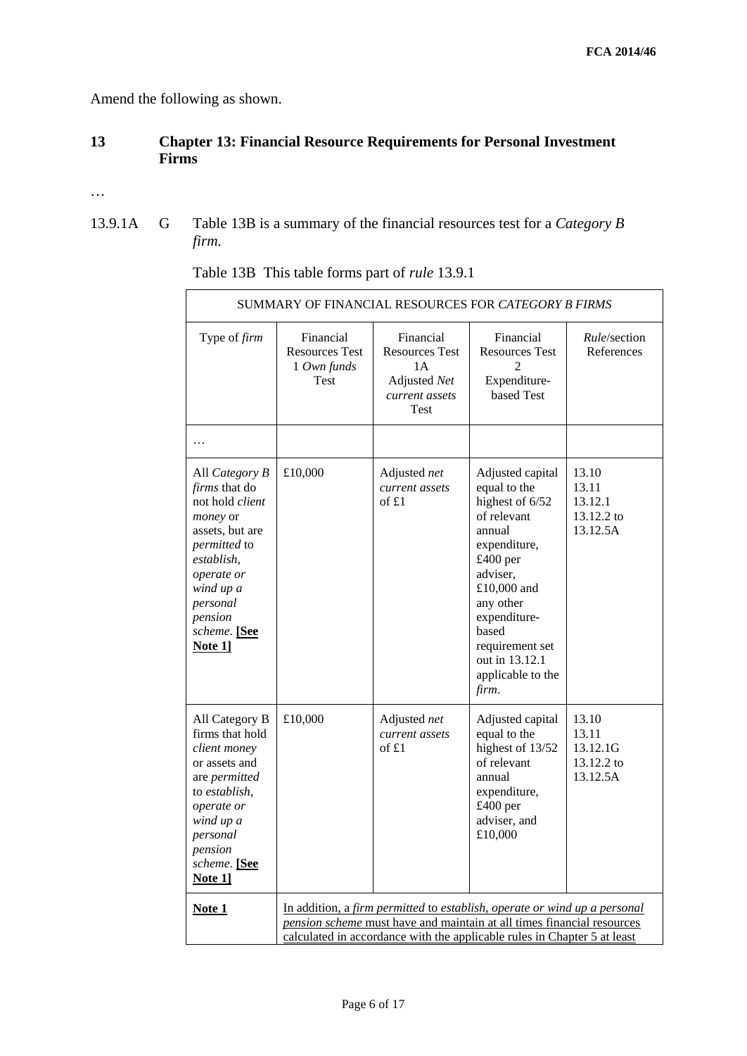Amend the following as shown.

## 13 Chapter 13: Financial Resource Requirements for Personal Investment Firms

…

13.9.1A G Table 13B is a summary of the financial resources test for a *Category B firm.*

Table 13B This table forms part of *rule* 13.9.1

| SUMMARY OF FINANCIAL RESOURCES FOR *CATEGORY B FIRMS* | | | | |
|---|---|---|---|---|
| Type of *firm* | Financial Resources Test 1 *Own funds* Test | Financial Resources Test 1A Adjusted *Net current assets* Test | Financial Resources Test 2 Expenditure-based Test | *Rule*/section References |
| … | | | | |
| All *Category B firms* that do not hold *client money* or assets, but are *permitted* to *establish, operate or wind up a personal pension scheme*. <u>**[See Note 1]**</u> | £10,000 | Adjusted *net current assets* of £1 | Adjusted capital equal to the highest of 6/52 of relevant annual expenditure, £400 per adviser, £10,000 and any other expenditure-based requirement set out in 13.12.1 applicable to the *firm*. | 13.10 13.11 13.12.1 13.12.2 to 13.12.5A |
| All Category B firms that hold *client money* or assets and are *permitted* to *establish, operate or wind up a personal pension scheme*. <u>**[See Note 1]**</u> | £10,000 | Adjusted *net current assets* of £1 | Adjusted capital equal to the highest of 13/52 of relevant annual expenditure, £400 per adviser, and £10,000 | 13.10 13.11 13.12.1G 13.12.2 to 13.12.5A |
| <u>**Note 1**</u> | <u>In addition, a *firm permitted* to *establish, operate or wind up a personal pension scheme* must have and maintain at all times financial resources calculated in accordance with the applicable rules in Chapter 5 at least</u> | | | |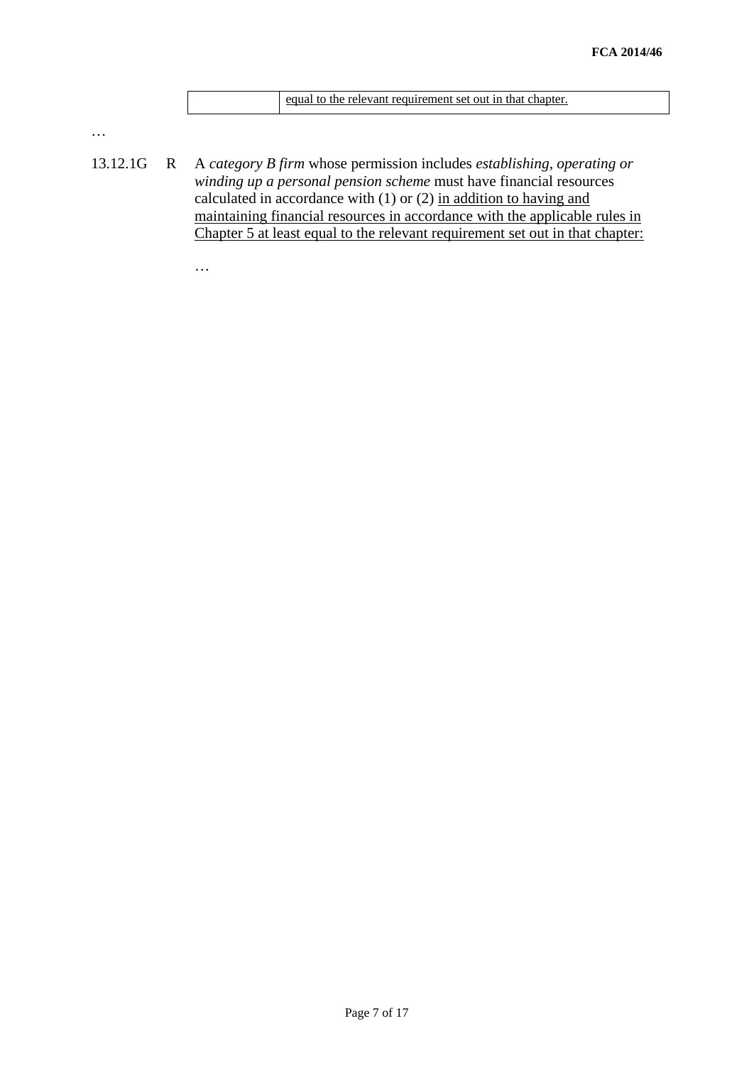| | equal to the relevant requirement set out in that chapter. |
|---|---|

…

13.12.1G R A *category B firm* whose permission includes *establishing, operating or winding up a personal pension scheme* must have financial resources calculated in accordance with (1) or (2) in addition to having and maintaining financial resources in accordance with the applicable rules in Chapter 5 at least equal to the relevant requirement set out in that chapter:

…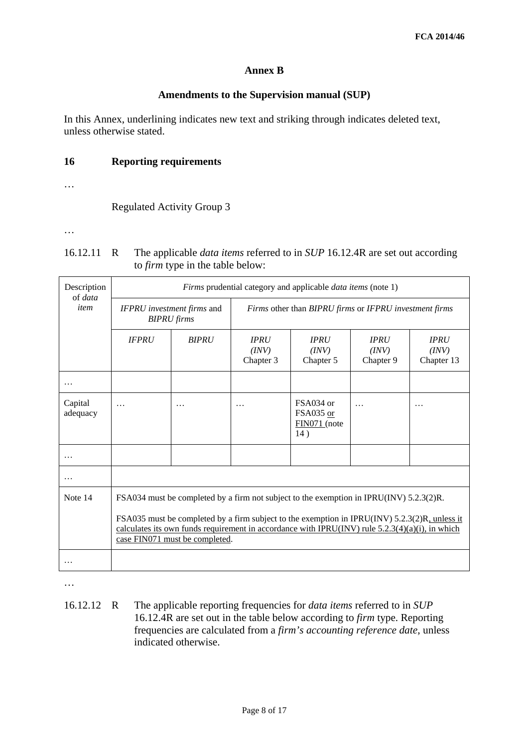**Annex B**

**Amendments to the Supervision manual (SUP)**

In this Annex, underlining indicates new text and striking through indicates deleted text, unless otherwise stated.

**16 Reporting requirements**

…

Regulated Activity Group 3

…

16.12.11 R The applicable *data items* referred to in *SUP* 16.12.4R are set out according to *firm* type in the table below:

| Description of *data item* | *Firms* prudential category and applicable *data items* (note 1) | | | | | |
|---|---|---|---|---|---|---|
| | *IFPRU investment firms* and *BIPRU firms* | | *Firms* other than *BIPRU firms* or *IFPRU investment firms* | | | |
| | *IFPRU* | *BIPRU* | *IPRU (INV)* Chapter 3 | *IPRU (INV)* Chapter 5 | *IPRU (INV)* Chapter 9 | *IPRU (INV)* Chapter 13 |
| … | | | | | | |
| Capital adequacy | … | … | … | FSA034 or FSA035 <u>or FIN071</u> (note 14 ) | … | … |
| … | | | | | | |
| … | | | | | | |
| Note 14 | FSA034 must be completed by a firm not subject to the exemption in IPRU(INV) 5.2.3(2)R.<br><br>FSA035 must be completed by a firm subject to the exemption in IPRU(INV) 5.2.3(2)R<u>, unless it calculates its own funds requirement in accordance with IPRU(INV) rule 5.2.3(4)(a)(i), in which case FIN071 must be completed</u>. | | | | | |
| … | | | | | | |

…

16.12.12 R The applicable reporting frequencies for *data items* referred to in *SUP* 16.12.4R are set out in the table below according to *firm* type. Reporting frequencies are calculated from a *firm's accounting reference date*, unless indicated otherwise.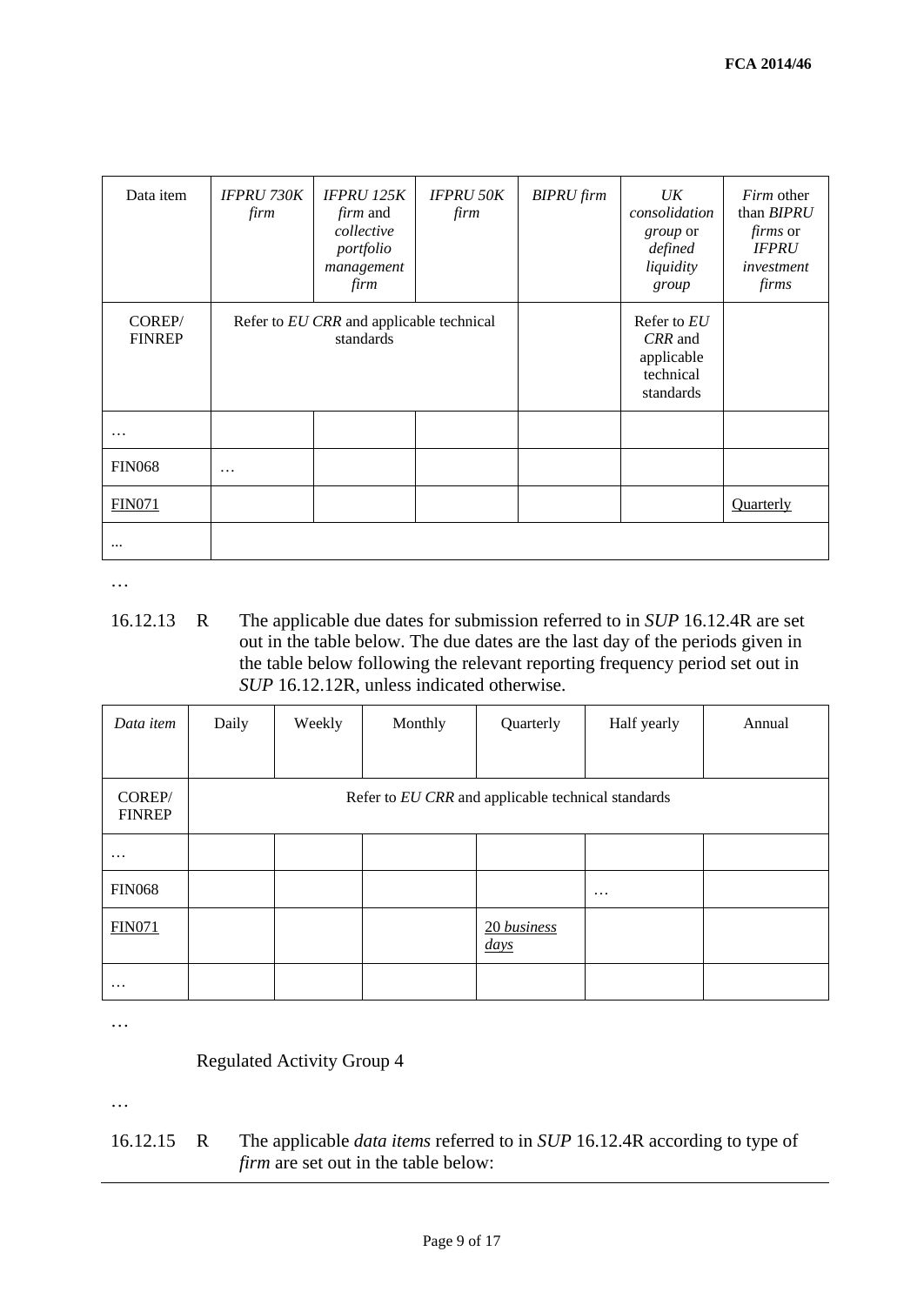| Data item | *IFPRU 730K firm* | *IFPRU 125K firm* and *collective portfolio management firm* | *IFPRU 50K firm* | *BIPRU firm* | *UK consolidation group* or *defined liquidity group* | *Firm* other than *BIPRU firms* or *IFPRU investment firms* |
|---|---|---|---|---|---|---|
| COREP/ FINREP | Refer to *EU CRR* and applicable technical standards | | | | Refer to *EU CRR* and applicable technical standards | |
| … | | | | | | |
| FIN068 | … | | | | | |
| FIN071 | | | | | | Quarterly |
| ... | | | | | | |

…

16.12.13 R The applicable due dates for submission referred to in *SUP* 16.12.4R are set out in the table below. The due dates are the last day of the periods given in the table below following the relevant reporting frequency period set out in *SUP* 16.12.12R, unless indicated otherwise.

| *Data item* | Daily | Weekly | Monthly | Quarterly | Half yearly | Annual |
|---|---|---|---|---|---|---|
| COREP/ FINREP | Refer to *EU CRR* and applicable technical standards | | | | | |
| … | | | | | | |
| FIN068 | | | | | … | |
| FIN071 | | | | 20 *business days* | | |
| … | | | | | | |

…

Regulated Activity Group 4

…

16.12.15 R The applicable *data items* referred to in *SUP* 16.12.4R according to type of *firm* are set out in the table below: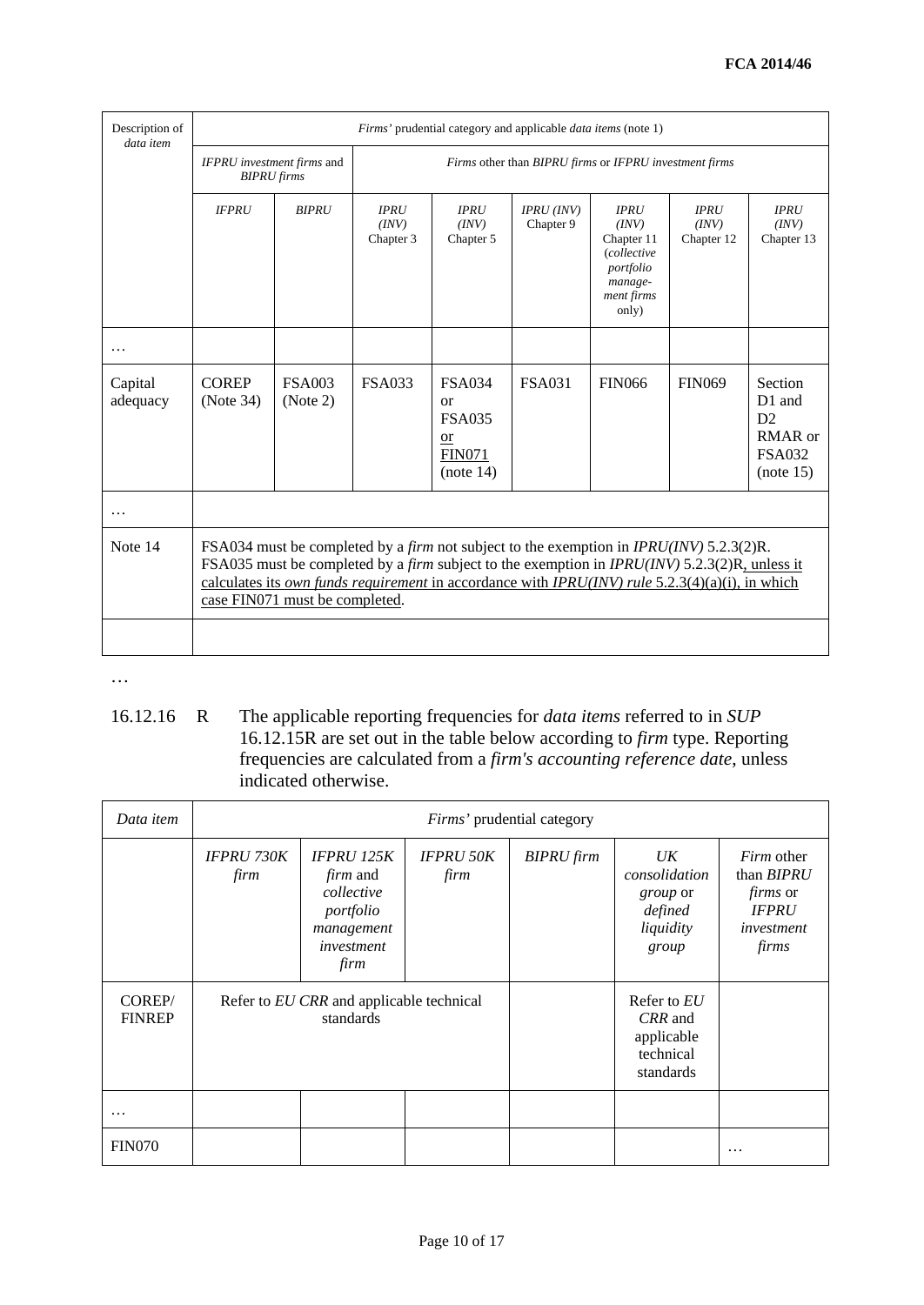| Description of *data item* | *Firms'* prudential category and applicable *data items* (note 1) | | | | | | | |
|---|---|---|---|---|---|---|---|---|
| | *IFPRU investment firms* and *BIPRU firms* | | *Firms* other than *BIPRU firms* or *IFPRU investment firms* | | | | | |
| | *IFPRU* | *BIPRU* | *IPRU (INV)* Chapter 3 | *IPRU (INV)* Chapter 5 | *IPRU (INV)* Chapter 9 | *IPRU (INV)* Chapter 11 (*collective portfolio manage-ment firms* only) | *IPRU (INV)* Chapter 12 | *IPRU (INV)* Chapter 13 |
| … | | | | | | | | |
| Capital adequacy | COREP (Note 34) | FSA003 (Note 2) | FSA033 | FSA034 or FSA035 <u>or FIN071</u> (note 14) | FSA031 | FIN066 | FIN069 | Section D1 and D2 RMAR or FSA032 (note 15) |
| … | | | | | | | | |
| Note 14 | FSA034 must be completed by a *firm* not subject to the exemption in *IPRU(INV)* 5.2.3(2)R. FSA035 must be completed by a *firm* subject to the exemption in *IPRU(INV)* 5.2.3(2)R<u>, unless it calculates its *own funds requirement* in accordance with *IPRU(INV) rule* 5.2.3(4)(a)(i), in which case FIN071 must be completed</u>. | | | | | | | |
| | | | | | | | | |

…

16.12.16 R The applicable reporting frequencies for *data items* referred to in *SUP* 16.12.15R are set out in the table below according to *firm* type. Reporting frequencies are calculated from a *firm's accounting reference date*, unless indicated otherwise.

| *Data item* | *Firms'* prudential category | | | | | |
|---|---|---|---|---|---|---|
| | *IFPRU 730K firm* | *IFPRU 125K firm* and *collective portfolio management investment firm* | *IFPRU 50K firm* | *BIPRU firm* | *UK consolidation group* or *defined liquidity group* | *Firm* other than *BIPRU firms* or *IFPRU investment firms* |
| COREP/ FINREP | Refer to *EU CRR* and applicable technical standards | | | | Refer to *EU CRR* and applicable technical standards | |
| … | | | | | | |
| FIN070 | | | | | | … |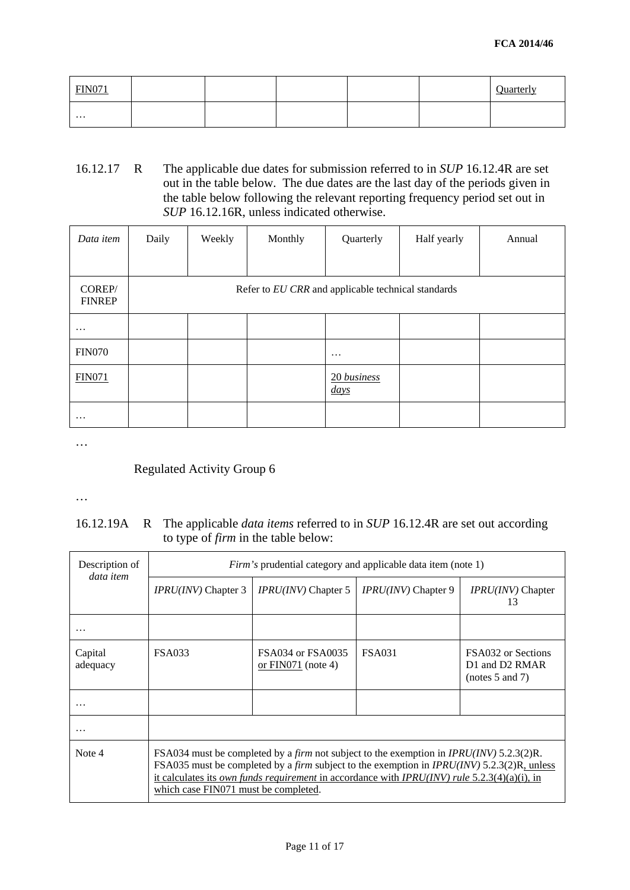| FIN071 | | | | | | Quarterly |
|---|---|---|---|---|---|---|
| … | | | | | | |

16.12.17 R The applicable due dates for submission referred to in *SUP* 16.12.4R are set out in the table below. The due dates are the last day of the periods given in the table below following the relevant reporting frequency period set out in *SUP* 16.12.16R, unless indicated otherwise.

| *Data item* | Daily | Weekly | Monthly | Quarterly | Half yearly | Annual |
|---|---|---|---|---|---|---|
| COREP/ FINREP | Refer to *EU CRR* and applicable technical standards | | | | | |
| … | | | | | | |
| FIN070 | | | | … | | |
| FIN071 | | | | 20 *business days* | | |
| … | | | | | | |

…

Regulated Activity Group 6

…

16.12.19A R The applicable *data items* referred to in *SUP* 16.12.4R are set out according to type of *firm* in the table below:

| Description of *data item* | *Firm's* prudential category and applicable data item (note 1) | | | |
|---|---|---|---|---|
| | *IPRU(INV)* Chapter 3 | *IPRU(INV)* Chapter 5 | *IPRU(INV)* Chapter 9 | *IPRU(INV)* Chapter 13 |
| … | | | | |
| Capital adequacy | FSA033 | FSA034 or FSA0035 or FIN071 (note 4) | FSA031 | FSA032 or Sections D1 and D2 RMAR (notes 5 and 7) |
| … | | | | |
| … | | | | |
| Note 4 | FSA034 must be completed by a *firm* not subject to the exemption in *IPRU(INV)* 5.2.3(2)R. FSA035 must be completed by a *firm* subject to the exemption in *IPRU(INV)* 5.2.3(2)R, unless it calculates its *own funds requirement* in accordance with *IPRU(INV) rule* 5.2.3(4)(a)(i), in which case FIN071 must be completed. | | | |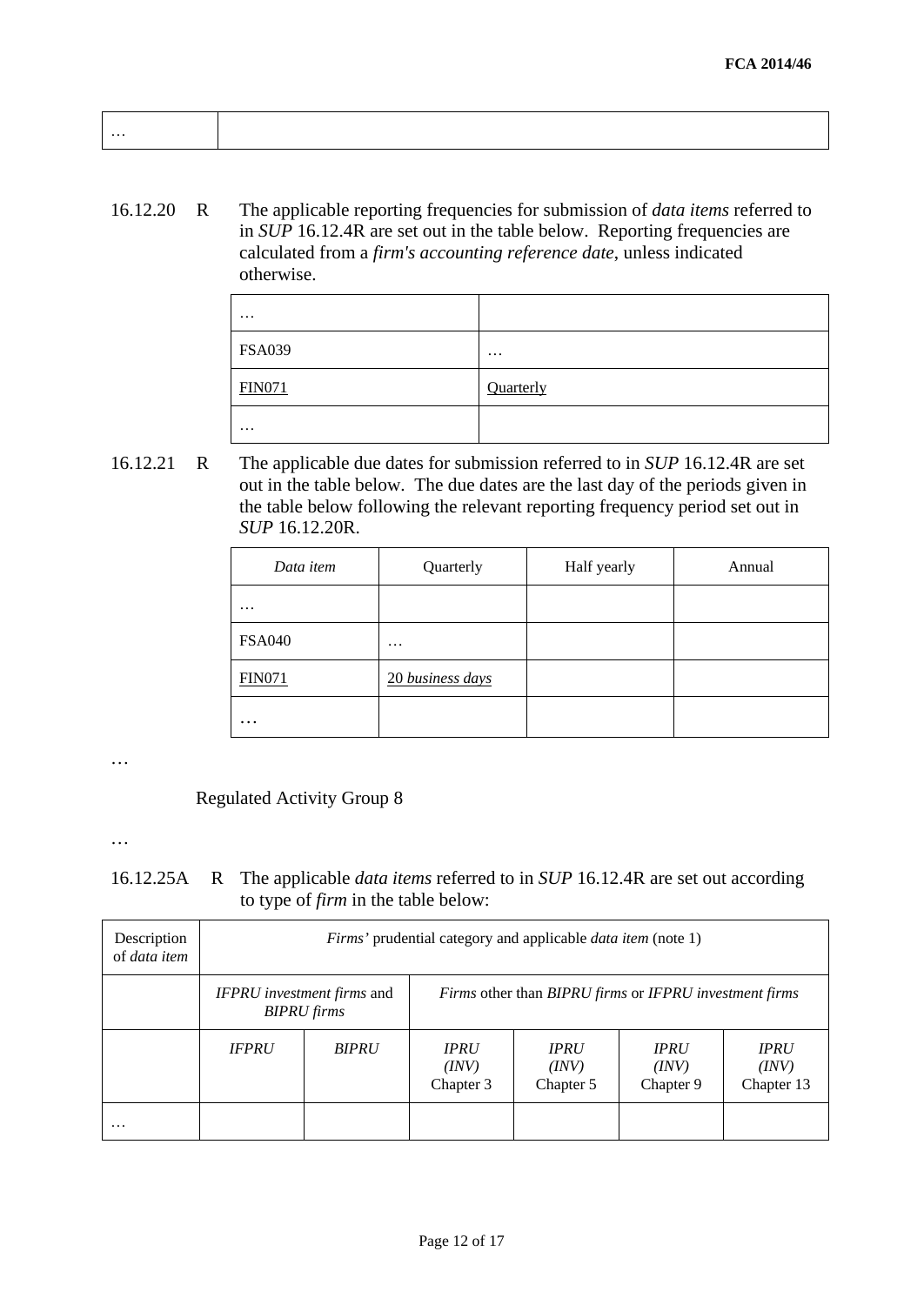| … | |
|---|---|

16.12.20 R The applicable reporting frequencies for submission of *data items* referred to in *SUP* 16.12.4R are set out in the table below. Reporting frequencies are calculated from a *firm's accounting reference date*, unless indicated otherwise.

| … | |
|---|---|
| FSA039 | … |
| FIN071 | Quarterly |
| … | |

16.12.21 R The applicable due dates for submission referred to in *SUP* 16.12.4R are set out in the table below. The due dates are the last day of the periods given in the table below following the relevant reporting frequency period set out in *SUP* 16.12.20R.

| *Data item* | Quarterly | Half yearly | Annual |
|---|---|---|---|
| … | | | |
| FSA040 | … | | |
| FIN071 | 20 *business days* | | |
| … | | | |

…

Regulated Activity Group 8

…

16.12.25A R The applicable *data items* referred to in *SUP* 16.12.4R are set out according to type of *firm* in the table below:

| Description of *data item* | *Firms'* prudential category and applicable *data item* (note 1) | | | | | |
|---|---|---|---|---|---|---|
| | *IFPRU investment firms* and *BIPRU firms* | | *Firms* other than *BIPRU firms* or *IFPRU investment firms* | | | |
| | *IFPRU* | *BIPRU* | *IPRU (INV)* Chapter 3 | *IPRU (INV)* Chapter 5 | *IPRU (INV)* Chapter 9 | *IPRU (INV)* Chapter 13 |
| … | | | | | | |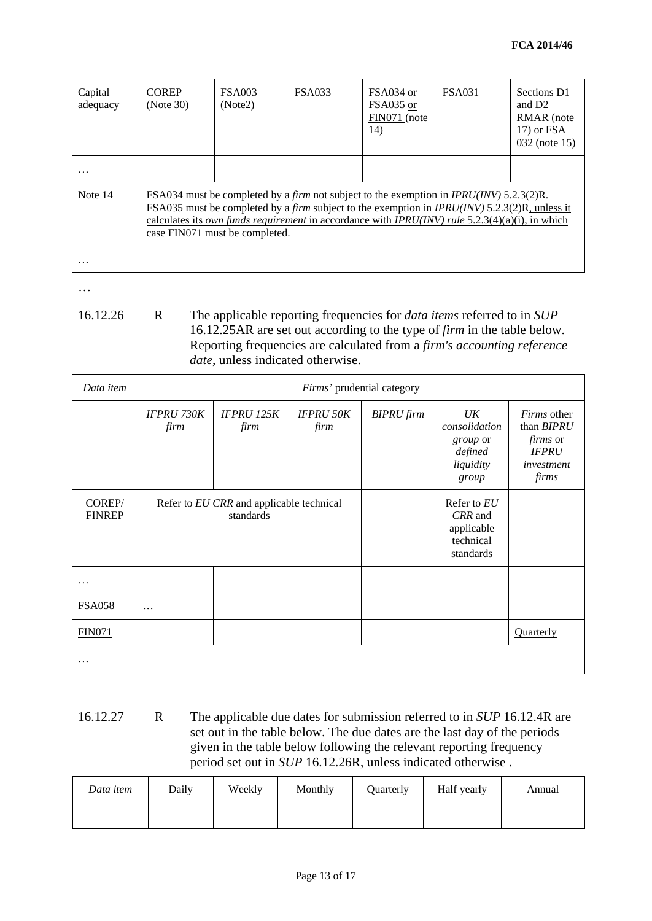| Capital adequacy | COREP (Note 30) | FSA003 (Note2) | FSA033 | FSA034 or FSA035 <u>or FIN071 (note 14)</u> | FSA031 | Sections D1 and D2 RMAR (note 17) or FSA 032 (note 15) |
|---|---|---|---|---|---|---|
| … | | | | | | |
| Note 14 | FSA034 must be completed by a *firm* not subject to the exemption in *IPRU(INV)* 5.2.3(2)R. FSA035 must be completed by a *firm* subject to the exemption in *IPRU(INV)* 5.2.3(2)R<u>, unless it calculates its *own funds requirement* in accordance with *IPRU(INV) rule* 5.2.3(4)(a)(i), in which case FIN071 must be completed</u>. | | | | | |
| … | | | | | | |

…

16.12.26 R The applicable reporting frequencies for *data items* referred to in *SUP* 16.12.25AR are set out according to the type of *firm* in the table below. Reporting frequencies are calculated from a *firm's accounting reference date*, unless indicated otherwise.

| *Data item* | *Firms'* prudential category | | | | | |
|---|---|---|---|---|---|---|
| | *IFPRU 730K firm* | *IFPRU 125K firm* | *IFPRU 50K firm* | *BIPRU firm* | *UK consolidation group* or *defined liquidity group* | *Firms* other than *BIPRU firms* or *IFPRU investment firms* |
| COREP/ FINREP | Refer to *EU CRR* and applicable technical standards | | | | Refer to *EU CRR* and applicable technical standards | |
| … | | | | | | |
| FSA058 | … | | | | | |
| <u>FIN071</u> | | | | | | <u>Quarterly</u> |
| … | | | | | | |

16.12.27 R The applicable due dates for submission referred to in *SUP* 16.12.4R are set out in the table below. The due dates are the last day of the periods given in the table below following the relevant reporting frequency period set out in *SUP* 16.12.26R, unless indicated otherwise .

| *Data item* | Daily | Weekly | Monthly | Quarterly | Half yearly | Annual |
|---|---|---|---|---|---|---|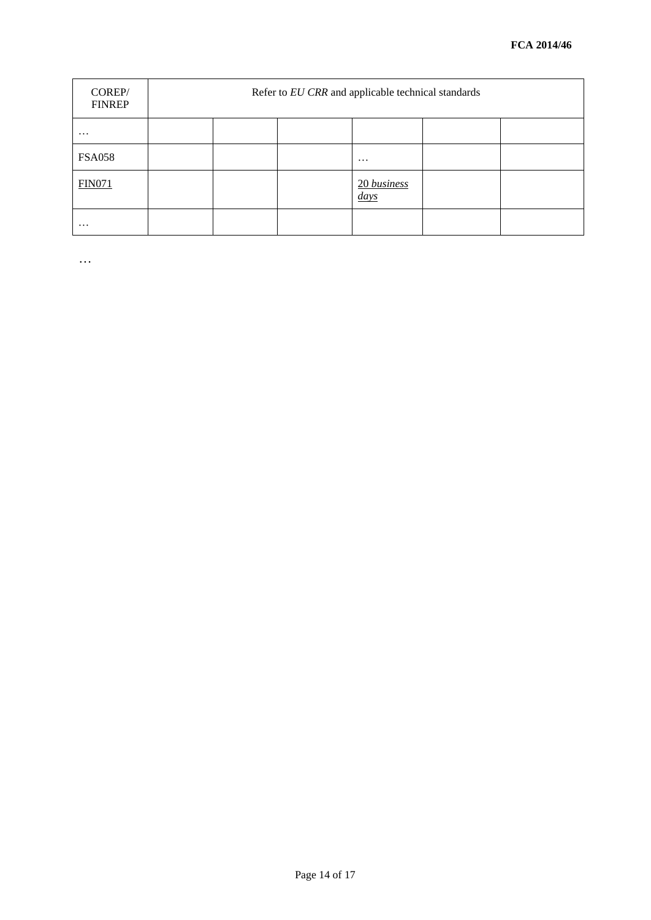| COREP/ FINREP | Refer to *EU CRR* and applicable technical standards | | | | | |
|---|---|---|---|---|---|---|
| … | | | | | | |
| FSA058 | | | | … | | |
| FIN071 | | | | 20 *business days* | | |
| … | | | | | | |

…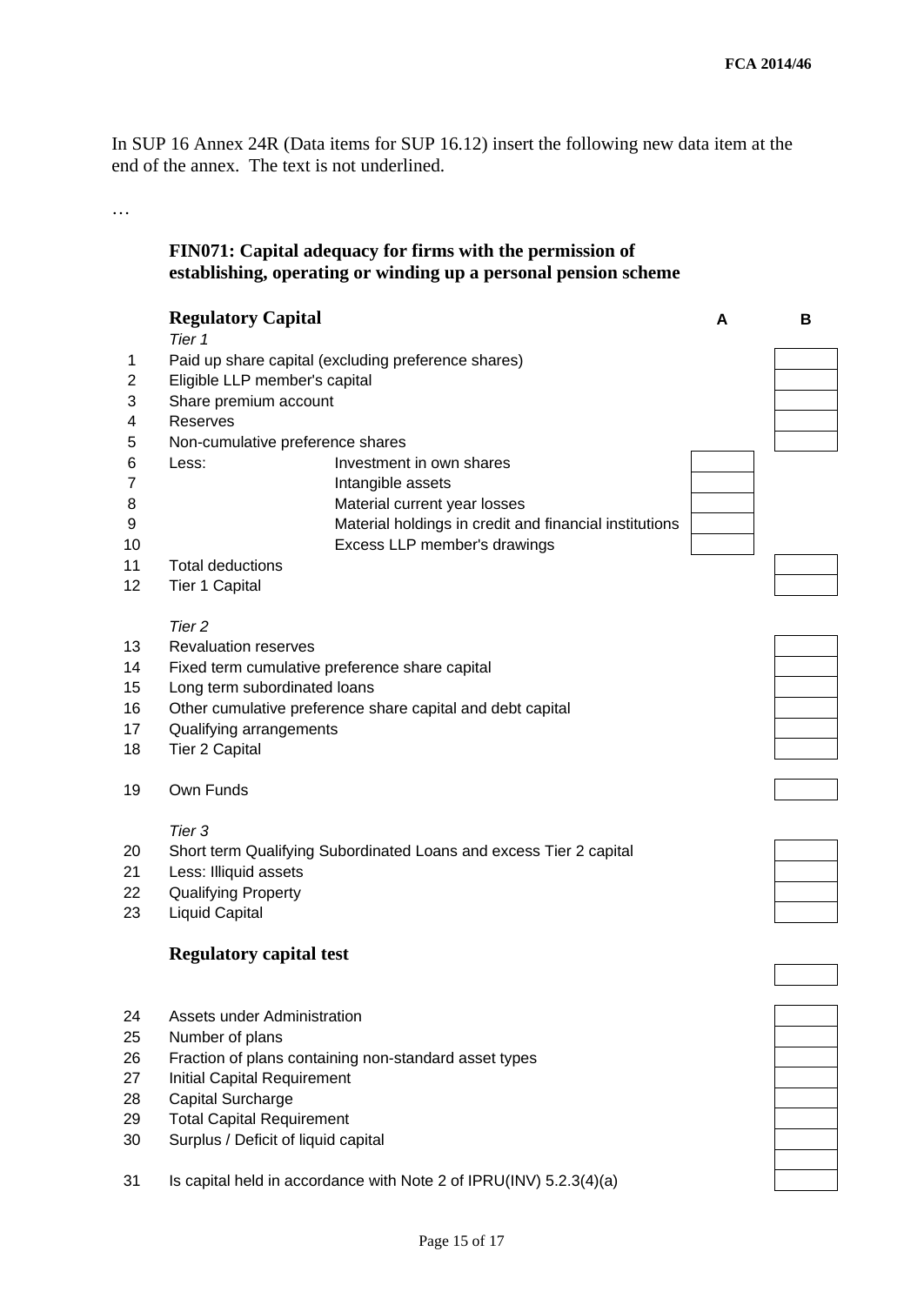In SUP 16 Annex 24R (Data items for SUP 16.12) insert the following new data item at the end of the annex. The text is not underlined.

…

**FIN071: Capital adequacy for firms with the permission of establishing, operating or winding up a personal pension scheme**

| | **Regulatory Capital** | | A | B |
|---|---|---|---|---|
| | *Tier 1* | | | |
| 1 | Paid up share capital (excluding preference shares) | | | |
| 2 | Eligible LLP member's capital | | | |
| 3 | Share premium account | | | |
| 4 | Reserves | | | |
| 5 | Non-cumulative preference shares | | | |
| 6 | Less: | Investment in own shares | | |
| 7 | | Intangible assets | | |
| 8 | | Material current year losses | | |
| 9 | | Material holdings in credit and financial institutions | | |
| 10 | | Excess LLP member's drawings | | |
| 11 | Total deductions | | | |
| 12 | Tier 1 Capital | | | |
| | *Tier 2* | | | |
| 13 | Revaluation reserves | | | |
| 14 | Fixed term cumulative preference share capital | | | |
| 15 | Long term subordinated loans | | | |
| 16 | Other cumulative preference share capital and debt capital | | | |
| 17 | Qualifying arrangements | | | |
| 18 | Tier 2 Capital | | | |
| 19 | Own Funds | | | |
| | *Tier 3* | | | |
| 20 | Short term Qualifying Subordinated Loans and excess Tier 2 capital | | | |
| 21 | Less: Illiquid assets | | | |
| 22 | Qualifying Property | | | |
| 23 | Liquid Capital | | | |
| | **Regulatory capital test** | | | |
| 24 | Assets under Administration | | | |
| 25 | Number of plans | | | |
| 26 | Fraction of plans containing non-standard asset types | | | |
| 27 | Initial Capital Requirement | | | |
| 28 | Capital Surcharge | | | |
| 29 | Total Capital Requirement | | | |
| 30 | Surplus / Deficit of liquid capital | | | |
| 31 | Is capital held in accordance with Note 2 of IPRU(INV) 5.2.3(4)(a) | | | |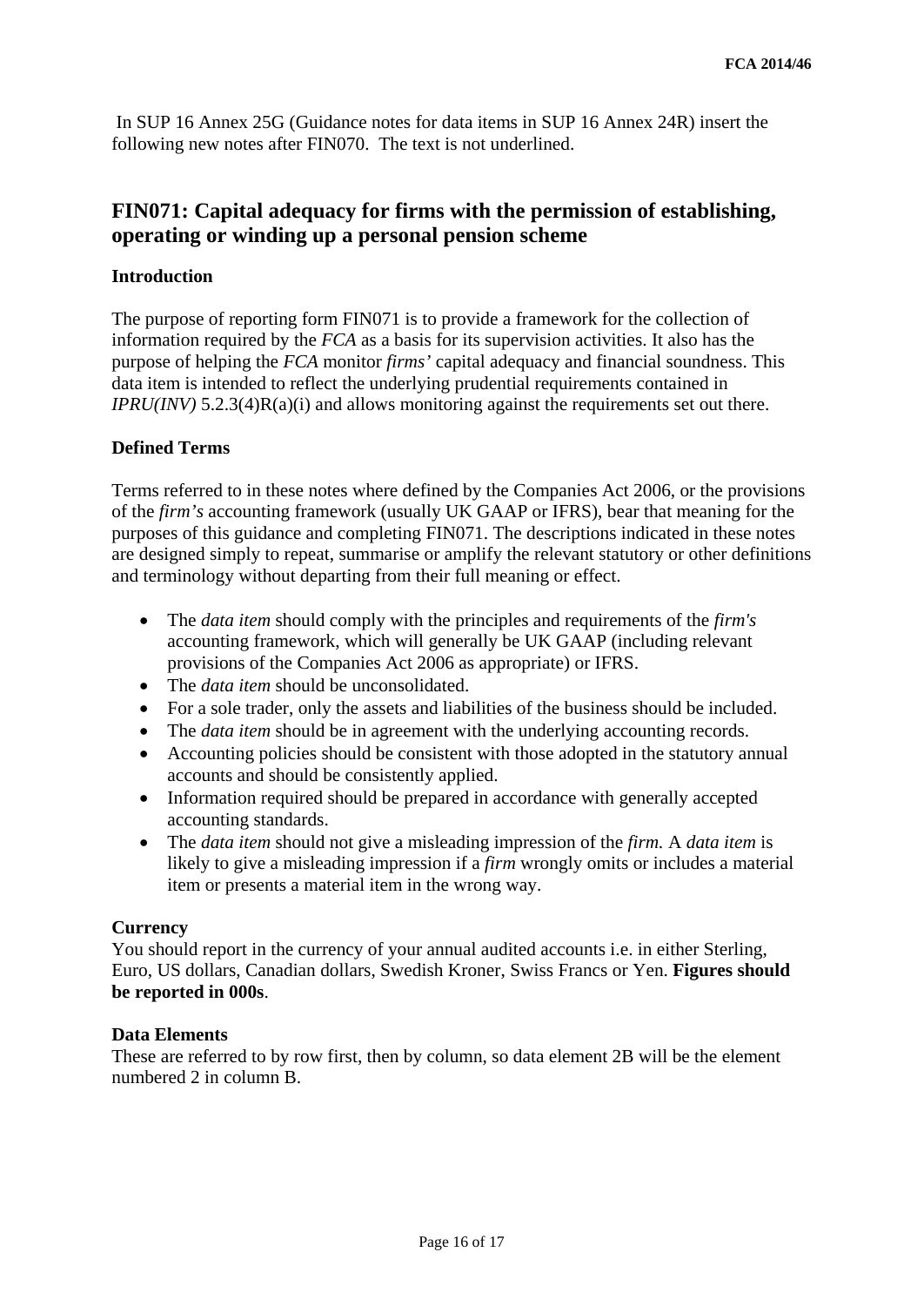In SUP 16 Annex 25G (Guidance notes for data items in SUP 16 Annex 24R) insert the following new notes after FIN070. The text is not underlined.

## FIN071: Capital adequacy for firms with the permission of establishing, operating or winding up a personal pension scheme

### Introduction

The purpose of reporting form FIN071 is to provide a framework for the collection of information required by the *FCA* as a basis for its supervision activities. It also has the purpose of helping the *FCA* monitor *firms'* capital adequacy and financial soundness. This data item is intended to reflect the underlying prudential requirements contained in *IPRU(INV)* 5.2.3(4)R(a)(i) and allows monitoring against the requirements set out there.

### Defined Terms

Terms referred to in these notes where defined by the Companies Act 2006, or the provisions of the *firm's* accounting framework (usually UK GAAP or IFRS), bear that meaning for the purposes of this guidance and completing FIN071. The descriptions indicated in these notes are designed simply to repeat, summarise or amplify the relevant statutory or other definitions and terminology without departing from their full meaning or effect.

- The *data item* should comply with the principles and requirements of the *firm's* accounting framework, which will generally be UK GAAP (including relevant provisions of the Companies Act 2006 as appropriate) or IFRS.
- The *data item* should be unconsolidated.
- For a sole trader, only the assets and liabilities of the business should be included.
- The *data item* should be in agreement with the underlying accounting records.
- Accounting policies should be consistent with those adopted in the statutory annual accounts and should be consistently applied.
- Information required should be prepared in accordance with generally accepted accounting standards.
- The *data item* should not give a misleading impression of the *firm.* A *data item* is likely to give a misleading impression if a *firm* wrongly omits or includes a material item or presents a material item in the wrong way.

### Currency

You should report in the currency of your annual audited accounts i.e. in either Sterling, Euro, US dollars, Canadian dollars, Swedish Kroner, Swiss Francs or Yen. **Figures should be reported in 000s**.

### Data Elements

These are referred to by row first, then by column, so data element 2B will be the element numbered 2 in column B.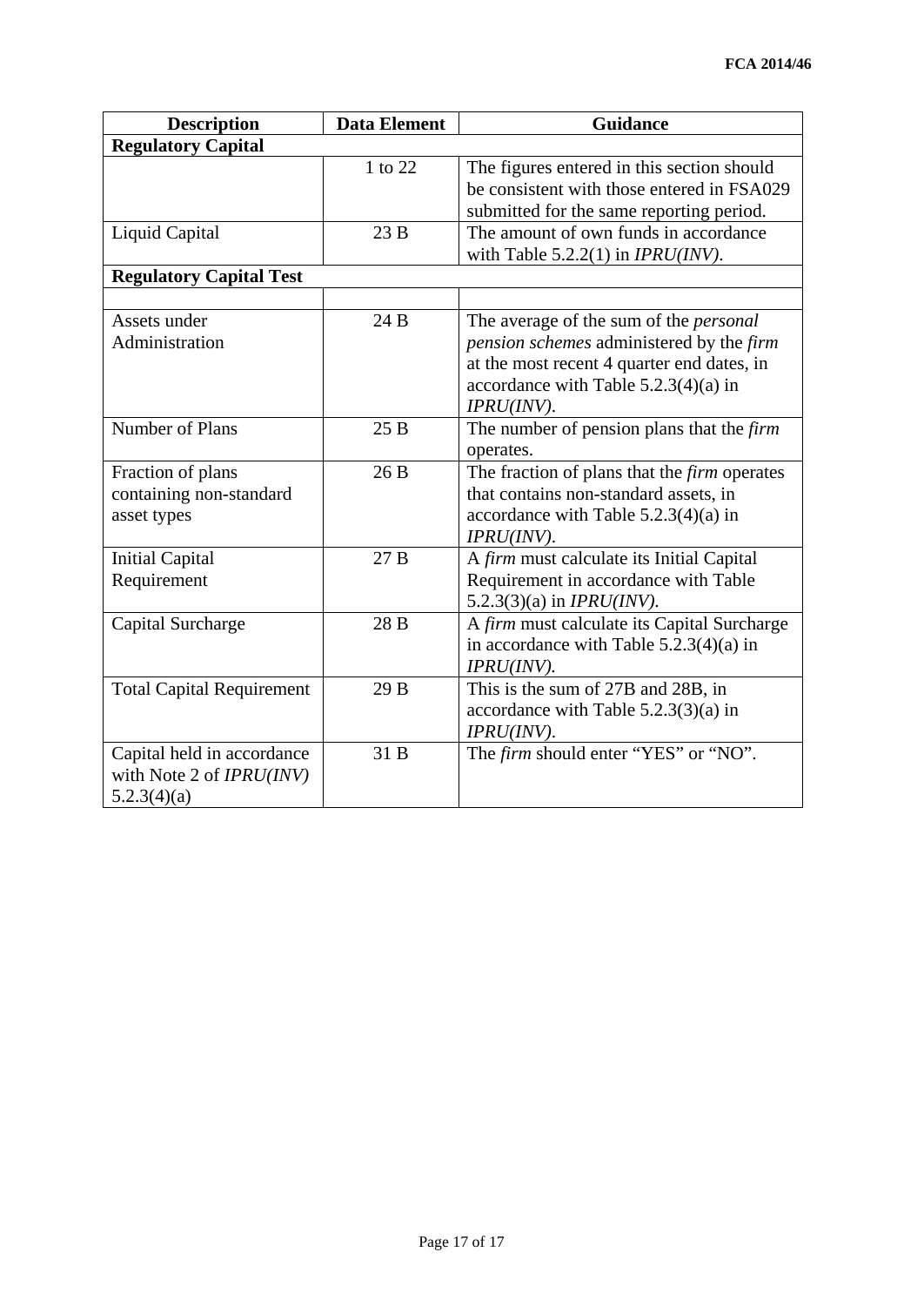| Description | Data Element | Guidance |
|---|---|---|
| **Regulatory Capital** | | |
| | 1 to 22 | The figures entered in this section should be consistent with those entered in FSA029 submitted for the same reporting period. |
| Liquid Capital | 23 B | The amount of own funds in accordance with Table 5.2.2(1) in *IPRU(INV)*. |
| **Regulatory Capital Test** | | |
| | | |
| Assets under Administration | 24 B | The average of the sum of the *personal pension schemes* administered by the *firm* at the most recent 4 quarter end dates, in accordance with Table 5.2.3(4)(a) in *IPRU(INV)*. |
| Number of Plans | 25 B | The number of pension plans that the *firm* operates. |
| Fraction of plans containing non-standard asset types | 26 B | The fraction of plans that the *firm* operates that contains non-standard assets, in accordance with Table 5.2.3(4)(a) in *IPRU(INV)*. |
| Initial Capital Requirement | 27 B | A *firm* must calculate its Initial Capital Requirement in accordance with Table 5.2.3(3)(a) in *IPRU(INV)*. |
| Capital Surcharge | 28 B | A *firm* must calculate its Capital Surcharge in accordance with Table 5.2.3(4)(a) in *IPRU(INV).* |
| Total Capital Requirement | 29 B | This is the sum of 27B and 28B, in accordance with Table 5.2.3(3)(a) in *IPRU(INV)*. |
| Capital held in accordance with Note 2 of *IPRU(INV)* 5.2.3(4)(a) | 31 B | The *firm* should enter "YES" or "NO". |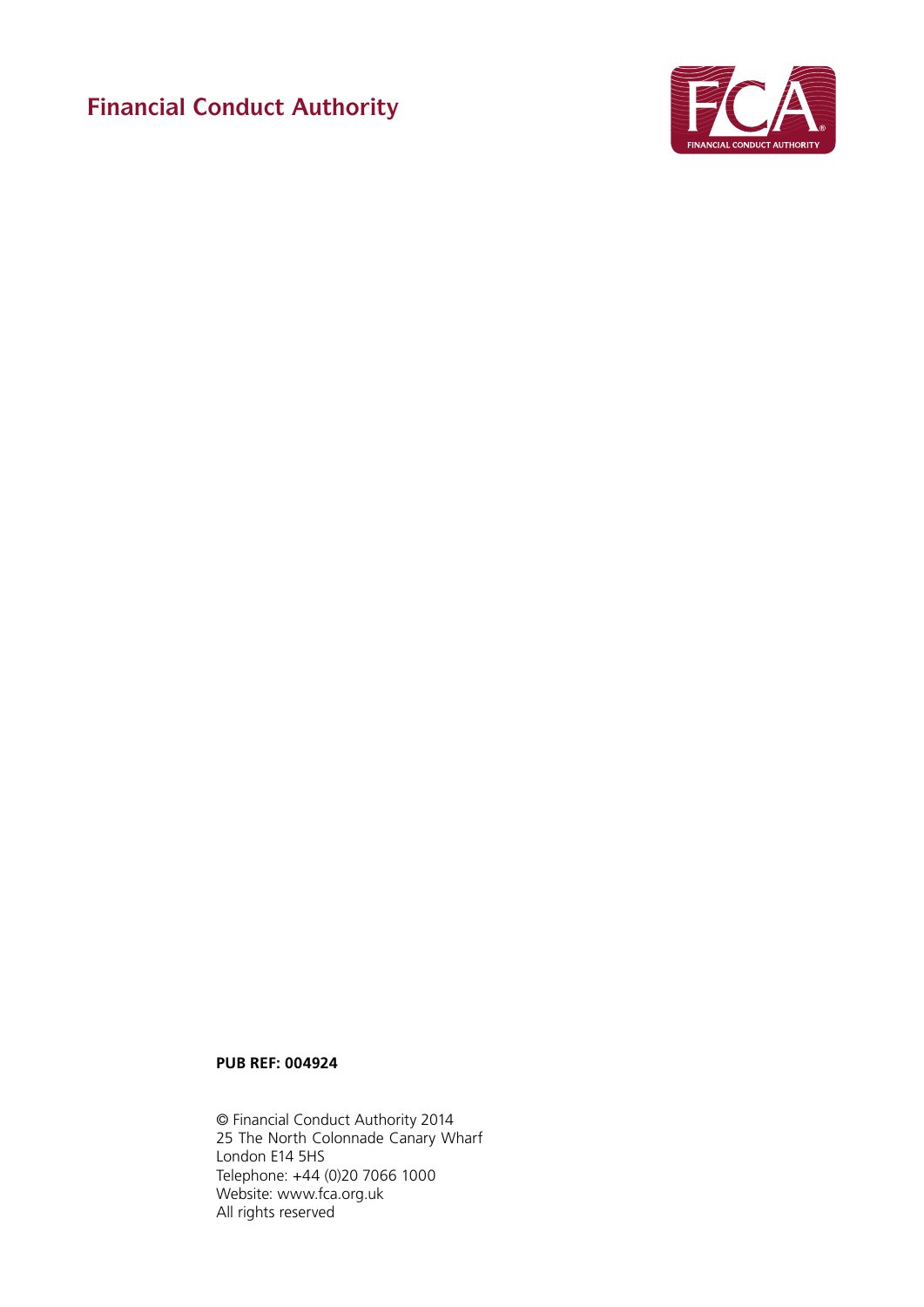**Financial Conduct Authority**

**PUB REF: 004924**

© Financial Conduct Authority 2014
25 The North Colonnade Canary Wharf
London E14 5HS
Telephone: +44 (0)20 7066 1000
Website: www.fca.org.uk
All rights reserved